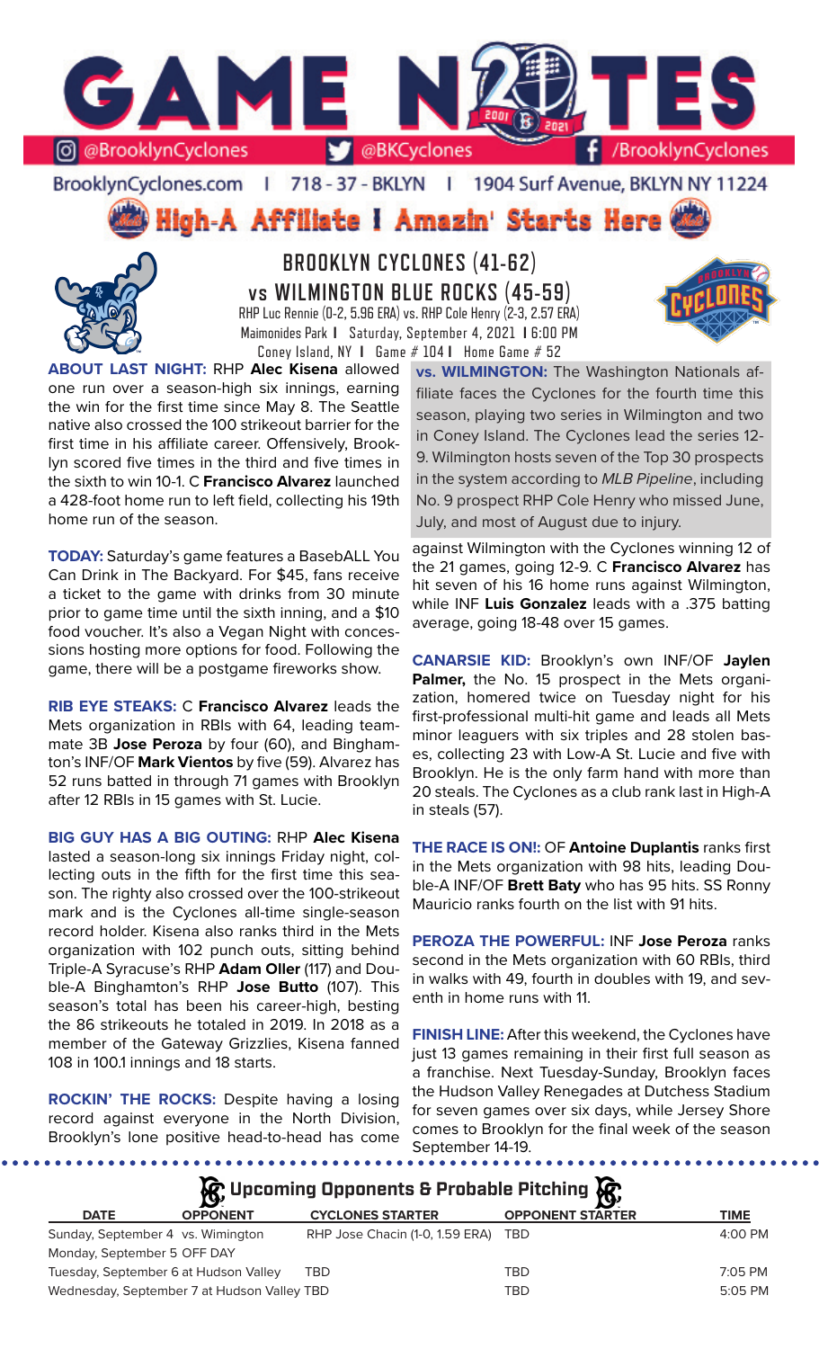# GAME NOTES

@BrooklynCyclones | @BKCyclones | /BrooklynCyclones

BrooklynCyclones.com | 718-37-BKLYN | 1904 Surf Avenue, BKLYN NY 11224

**High-A Affiliate I Amazin' Starts Here**

## BROOKLYN CYCLONES (41-62)
## vs WILMINGTON BLUE ROCKS (45-59)

RHP Luc Rennie (0-2, 5.96 ERA) vs. RHP Cole Henry (2-3, 2.57 ERA)
Maimonides Park I Saturday, September 4, 2021 I 6:00 PM
Coney Island, NY I Game # 104 I Home Game # 52

**ABOUT LAST NIGHT:** RHP **Alec Kisena** allowed one run over a season-high six innings, earning the win for the first time since May 8. The Seattle native also crossed the 100 strikeout barrier for the first time in his affiliate career. Offensively, Brooklyn scored five times in the third and five times in the sixth to win 10-1. C **Francisco Alvarez** launched a 428-foot home run to left field, collecting his 19th home run of the season.

**TODAY:** Saturday's game features a BasebALL You Can Drink in The Backyard. For $45, fans receive a ticket to the game with drinks from 30 minute prior to game time until the sixth inning, and a $10 food voucher. It's also a Vegan Night with concessions hosting more options for food. Following the game, there will be a postgame fireworks show.

**RIB EYE STEAKS:** C **Francisco Alvarez** leads the Mets organization in RBIs with 64, leading teammate 3B **Jose Peroza** by four (60), and Binghamton's INF/OF **Mark Vientos** by five (59). Alvarez has 52 runs batted in through 71 games with Brooklyn after 12 RBIs in 15 games with St. Lucie.

**BIG GUY HAS A BIG OUTING:** RHP **Alec Kisena** lasted a season-long six innings Friday night, collecting outs in the fifth for the first time this season. The righty also crossed over the 100-strikeout mark and is the Cyclones all-time single-season record holder. Kisena also ranks third in the Mets organization with 102 punch outs, sitting behind Triple-A Syracuse's RHP **Adam Oller** (117) and Double-A Binghamton's RHP **Jose Butto** (107). This season's total has been his career-high, besting the 86 strikeouts he totaled in 2019. In 2018 as a member of the Gateway Grizzlies, Kisena fanned 108 in 100.1 innings and 18 starts.

**ROCKIN' THE ROCKS:** Despite having a losing record against everyone in the North Division, Brooklyn's lone positive head-to-head has come against Wilmington with the Cyclones winning 12 of the 21 games, going 12-9. C **Francisco Alvarez** has hit seven of his 16 home runs against Wilmington, while INF **Luis Gonzalez** leads with a .375 batting average, going 18-48 over 15 games.

**vs. WILMINGTON:** The Washington Nationals affiliate faces the Cyclones for the fourth time this season, playing two series in Wilmington and two in Coney Island. The Cyclones lead the series 12-9. Wilmington hosts seven of the Top 30 prospects in the system according to *MLB Pipeline*, including No. 9 prospect RHP Cole Henry who missed June, July, and most of August due to injury.

**CANARSIE KID:** Brooklyn's own INF/OF **Jaylen Palmer,** the No. 15 prospect in the Mets organization, homered twice on Tuesday night for his first-professional multi-hit game and leads all Mets minor leaguers with six triples and 28 stolen bases, collecting 23 with Low-A St. Lucie and five with Brooklyn. He is the only farm hand with more than 20 steals. The Cyclones as a club rank last in High-A in steals (57).

**THE RACE IS ON!:** OF **Antoine Duplantis** ranks first in the Mets organization with 98 hits, leading Double-A INF/OF **Brett Baty** who has 95 hits. SS Ronny Mauricio ranks fourth on the list with 91 hits.

**PEROZA THE POWERFUL:** INF **Jose Peroza** ranks second in the Mets organization with 60 RBIs, third in walks with 49, fourth in doubles with 19, and seventh in home runs with 11.

**FINISH LINE:** After this weekend, the Cyclones have just 13 games remaining in their first full season as a franchise. Next Tuesday-Sunday, Brooklyn faces the Hudson Valley Renegades at Dutchess Stadium for seven games over six days, while Jersey Shore comes to Brooklyn for the final week of the season September 14-19.

### Upcoming Opponents & Probable Pitching

| DATE | OPPONENT | CYCLONES STARTER | OPPONENT STARTER | TIME |
|---|---|---|---|---|
| Sunday, September 4 | vs. Wimington | RHP Jose Chacin (1-0, 1.59 ERA) | TBD | 4:00 PM |
| Monday, September 5 | OFF DAY | | | |
| Tuesday, September 6 | at Hudson Valley | TBD | TBD | 7:05 PM |
| Wednesday, September 7 | at Hudson Valley | TBD | TBD | 5:05 PM |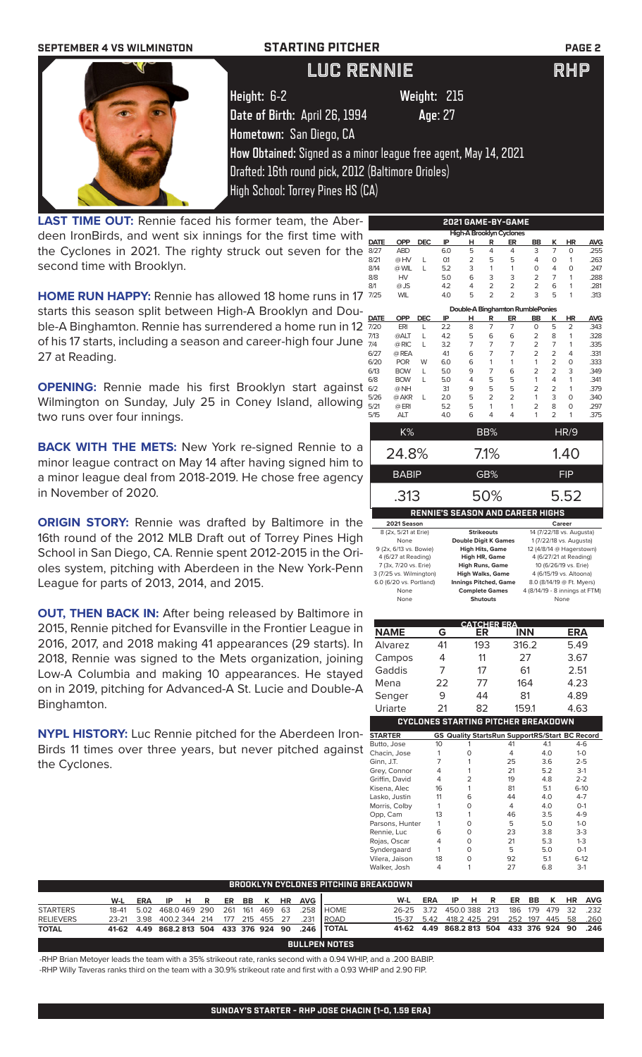**SEPTEMBER 4 VS WILMINGTON** — **STARTING PITCHER**

# LUC RENNIE — RHP

**Height:** 6-2 **Weight:** 215
**Date of Birth:** April 26, 1994 **Age:** 27
**Hometown:** San Diego, CA
**How Obtained:** Signed as a minor league free agent, May 14, 2021
Drafted: 16th round pick, 2012 (Baltimore Orioles)
High School: Torrey Pines HS (CA)

**LAST TIME OUT:** Rennie faced his former team, the Aberdeen IronBirds, and went six innings for the first time with the Cyclones in 2021. The righty struck out seven for the second time with Brooklyn.

**HOME RUN HAPPY:** Rennie has allowed 18 home runs in 17 starts this season split between High-A Brooklyn and Double-A Binghamton. Rennie has surrendered a home run in 12 of his 17 starts, including a season and career-high four June 27 at Reading.

**OPENING:** Rennie made his first Brooklyn start against Wilmington on Sunday, July 25 in Coney Island, allowing two runs over four innings.

**BACK WITH THE METS:** New York re-signed Rennie to a minor league contract on May 14 after having signed him to a minor league deal from 2018-2019. He chose free agency in November of 2020.

**ORIGIN STORY:** Rennie was drafted by Baltimore in the 16th round of the 2012 MLB Draft out of Torrey Pines High School in San Diego, CA. Rennie spent 2012-2015 in the Orioles system, pitching with Aberdeen in the New York-Penn League for parts of 2013, 2014, and 2015.

**OUT, THEN BACK IN:** After being released by Baltimore in 2015, Rennie pitched for Evansville in the Frontier League in 2016, 2017, and 2018 making 41 appearances (29 starts). In 2018, Rennie was signed to the Mets organization, joining Low-A Columbia and making 10 appearances. He stayed on in 2019, pitching for Advanced-A St. Lucie and Double-A Binghamton.

**NYPL HISTORY:** Luc Rennie pitched for the Aberdeen IronBirds 11 times over three years, but never pitched against the Cyclones.

## 2021 GAME-BY-GAME

**High-A Brooklyn Cyclones**

| DATE | OPP | DEC | IP | H | R | ER | BB | K | HR | AVG |
|---|---|---|---|---|---|---|---|---|---|---|
| 8/27 | ABD | | 6.0 | 5 | 4 | 4 | 3 | 7 | 0 | .255 |
| 8/21 | @HV | L | 0.1 | 2 | 5 | 5 | 4 | 0 | 1 | .263 |
| 8/14 | @WIL | L | 5.2 | 3 | 1 | 1 | 0 | 4 | 0 | .247 |
| 8/8 | HV | | 5.0 | 6 | 3 | 3 | 2 | 7 | 1 | .288 |
| 8/1 | @JS | | 4.2 | 4 | 2 | 2 | 2 | 6 | 1 | .281 |
| 7/25 | WIL | | 4.0 | 5 | 2 | 2 | 3 | 5 | 1 | .313 |

**Double-A Binghamton RumblePonies**

| DATE | OPP | DEC | IP | H | R | ER | BB | K | HR | AVG |
|---|---|---|---|---|---|---|---|---|---|---|
| 7/20 | ERI | L | 2.2 | 8 | 7 | 7 | 0 | 5 | 2 | .343 |
| 7/13 | @ALT | L | 4.2 | 5 | 6 | 6 | 2 | 8 | 1 | .328 |
| 7/4 | @RIC | L | 3.2 | 7 | 7 | 7 | 2 | 7 | 1 | .335 |
| 6/27 | @REA | | 4.1 | 6 | 7 | 7 | 2 | 2 | 4 | .331 |
| 6/20 | POR | W | 6.0 | 6 | 1 | 1 | 1 | 2 | 0 | .333 |
| 6/13 | BOW | L | 5.0 | 9 | 7 | 6 | 2 | 2 | 3 | .349 |
| 6/8 | BOW | L | 5.0 | 4 | 5 | 5 | 1 | 4 | 1 | .341 |
| 6/2 | @NH | | 3.1 | 9 | 5 | 5 | 2 | 2 | 1 | .379 |
| 5/26 | @AKR | L | 2.0 | 5 | 2 | 2 | 1 | 3 | 0 | .340 |
| 5/21 | @ERI | | 5.2 | 5 | 1 | 1 | 2 | 8 | 0 | .297 |
| 5/15 | ALT | | 4.0 | 6 | 4 | 4 | 1 | 2 | 1 | .375 |

| K% | BB% | HR/9 |
|---|---|---|
| 24.8% | 7.1% | 1.40 |

| BABIP | GB% | FIP |
|---|---|---|
| .313 | 50% | 5.52 |

## RENNIE'S SEASON AND CAREER HIGHS

| 2021 Season | | Career |
|---|---|---|
| 8 (2x, 5/21 at Erie) | Strikeouts | 14 (7/22/18 vs. Augusta) |
| None | Double Digit K Games | 1 (7/22/18 vs. Augusta) |
| 9 (2x, 6/13 vs. Bowie) | High Hits, Game | 12 (4/8/14 @ Hagerstown) |
| 4 (6/27 at Reading) | High HR, Game | 4 (6/27/21 at Reading) |
| 7 (3x, 7/20 vs. Erie) | High Runs, Game | 10 (6/26/19 vs. Erie) |
| 3 (7/25 vs. Wilmington) | High Walks, Game | 4 (6/15/19 vs. Altoona) |
| 6.0 (6/20 vs. Portland) | Innings Pitched, Game | 8.0 (8/14/19 @ Ft. Myers) |
| None | Complete Games | 4 (8/14/19 - 8 innings at FTM) |
| None | Shutouts | None |

## CATCHER ERA

| NAME | G | ER | INN | ERA |
|---|---|---|---|---|
| Alvarez | 41 | 193 | 316.2 | 5.49 |
| Campos | 4 | 11 | 27 | 3.67 |
| Gaddis | 7 | 17 | 61 | 2.51 |
| Mena | 22 | 77 | 164 | 4.23 |
| Senger | 9 | 44 | 81 | 4.89 |
| Uriarte | 21 | 82 | 159.1 | 4.63 |

## CYCLONES STARTING PITCHER BREAKDOWN

| STARTER | GS | Quality Starts | Run Support | RS/Start | BC Record |
|---|---|---|---|---|---|
| Butto, Jose | 10 | 1 | 41 | 4.1 | 4-6 |
| Chacin, Jose | 1 | 0 | 4 | 4.0 | 1-0 |
| Ginn, J.T. | 7 | 1 | 25 | 3.6 | 2-5 |
| Grey, Connor | 4 | 1 | 21 | 5.2 | 3-1 |
| Griffin, David | 4 | 2 | 19 | 4.8 | 2-2 |
| Kisena, Alec | 16 | 1 | 81 | 5.1 | 6-10 |
| Lasko, Justin | 11 | 6 | 44 | 4.0 | 4-7 |
| Morris, Colby | 1 | 0 | 4 | 4.0 | 0-1 |
| Opp, Cam | 13 | 1 | 46 | 3.5 | 4-9 |
| Parsons, Hunter | 1 | 0 | 5 | 5.0 | 1-0 |
| Rennie, Luc | 6 | 0 | 23 | 3.8 | 3-3 |
| Rojas, Oscar | 4 | 0 | 21 | 5.3 | 1-3 |
| Syndergaard | 1 | 0 | 5 | 5.0 | 0-1 |
| Vilera, Jaison | 18 | 0 | 92 | 5.1 | 6-12 |
| Walker, Josh | 4 | 1 | 27 | 6.8 | 3-1 |

## BROOKLYN CYCLONES PITCHING BREAKDOWN

| | W-L | ERA | IP | H | R | ER | BB | K | HR | AVG |
|---|---|---|---|---|---|---|---|---|---|---|
| STARTERS | 18-41 | 5.02 | 468.0 | 469 | 290 | 261 | 161 | 469 | 63 | .258 |
| RELIEVERS | 23-21 | 3.98 | 400.2 | 344 | 214 | 177 | 215 | 455 | 27 | .231 |
| TOTAL | 41-62 | 4.49 | 868.2 | 813 | 504 | 433 | 376 | 924 | 90 | .246 |

| | W-L | ERA | IP | H | R | ER | BB | K | HR | AVG |
|---|---|---|---|---|---|---|---|---|---|---|
| HOME | 26-25 | 3.72 | 450.0 | 388 | 213 | 186 | 179 | 479 | 32 | .232 |
| ROAD | 15-37 | 5.42 | 418.2 | 425 | 291 | 252 | 197 | 445 | 58 | .260 |
| TOTAL | 41-62 | 4.49 | 868.2 | 813 | 504 | 433 | 376 | 924 | 90 | .246 |

## BULLPEN NOTES

-RHP Brian Metoyer leads the team with a 35% strikeout rate, ranks second with a 0.94 WHIP, and a .200 BABIP.
-RHP Willy Taveras ranks third on the team with a 30.9% strikeout rate and first with a 0.93 WHIP and 2.90 FIP.

**SUNDAY'S STARTER - RHP JOSE CHACIN (1-0, 1.59 ERA)**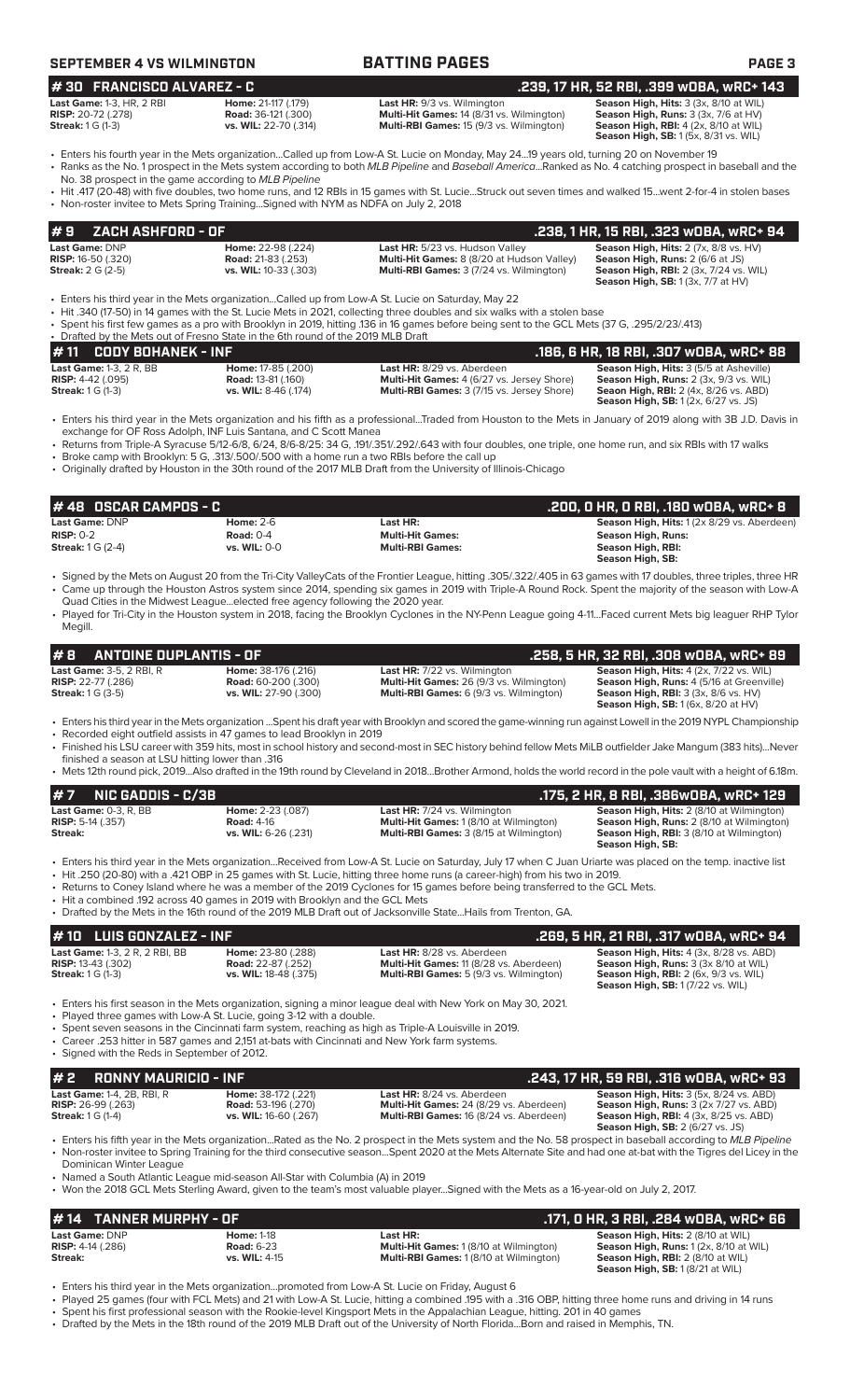## SEPTEMBER 4 VS WILMINGTON — BATTING PAGES

### # 30 FRANCISCO ALVAREZ - C — .239, 17 HR, 52 RBI, .399 wOBA, wRC+ 143

| | | | |
|---|---|---|---|
| **Last Game:** 1-3, HR, 2 RBI | **Home:** 21-117 (.179) | **Last HR:** 9/3 vs. Wilmington | **Season High, Hits:** 3 (3x, 8/10 at WIL) |
| **RISP:** 20-72 (.278) | **Road:** 36-121 (.300) | **Multi-Hit Games:** 14 (8/31 vs. Wilmington) | **Season High, Runs:** 3 (3x, 7/6 at HV) |
| **Streak:** 1 G (1-3) | **vs. WIL:** 22-70 (.314) | **Multi-RBI Games:** 15 (9/3 vs. Wilmington) | **Season High, RBI:** 4 (2x, 8/10 at WIL) |
| | | | **Season High, SB:** 1 (5x, 8/31 vs. WIL) |

- Enters his fourth year in the Mets organization...Called up from Low-A St. Lucie on Monday, May 24...19 years old, turning 20 on November 19
- Ranks as the No. 1 prospect in the Mets system according to both *MLB Pipeline* and *Baseball America*...Ranked as No. 4 catching prospect in baseball and the No. 38 prospect in the game according to *MLB Pipeline*
- Hit .417 (20-48) with five doubles, two home runs, and 12 RBIs in 15 games with St. Lucie...Struck out seven times and walked 15...went 2-for-4 in stolen bases
- Non-roster invitee to Mets Spring Training...Signed with NYM as NDFA on July 2, 2018

### # 9 ZACH ASHFORD - OF — .238, 1 HR, 15 RBI, .323 wOBA, wRC+ 94

| | | | |
|---|---|---|---|
| **Last Game:** DNP | **Home:** 22-98 (.224) | **Last HR:** 5/23 vs. Hudson Valley | **Season High, Hits:** 2 (7x, 8/8 vs. HV) |
| **RISP:** 16-50 (.320) | **Road:** 21-83 (.253) | **Multi-Hit Games:** 8 (8/20 at Hudson Valley) | **Season High, Runs:** 2 (6/6 at JS) |
| **Streak:** 2 G (2-5) | **vs. WIL:** 10-33 (.303) | **Multi-RBI Games:** 3 (7/24 vs. Wilmington) | **Season High, RBI:** 2 (3x, 7/24 vs. WIL) |
| | | | **Season High, SB:** 1 (3x, 7/7 at HV) |

- Enters his third year in the Mets organization...Called up from Low-A St. Lucie on Saturday, May 22
- Hit .340 (17-50) in 14 games with the St. Lucie Mets in 2021, collecting three doubles and six walks with a stolen base
- Spent his first few games as a pro with Brooklyn in 2019, hitting .136 in 16 games before being sent to the GCL Mets (37 G, .295/2/23/.413)
- Drafted by the Mets out of Fresno State in the 6th round of the 2019 MLB Draft

### # 11 CODY BOHANEK - INF — .186, 6 HR, 18 RBI, .307 wOBA, wRC+ 88

| | | | |
|---|---|---|---|
| **Last Game:** 1-3, 2 R, BB | **Home:** 17-85 (.200) | **Last HR:** 8/29 vs. Aberdeen | **Season High, Hits:** 3 (5/5 at Asheville) |
| **RISP:** 4-42 (.095) | **Road:** 13-81 (.160) | **Multi-Hit Games:** 4 (6/27 vs. Jersey Shore) | **Season High, Runs:** 2 (3x, 9/3 vs. WIL) |
| **Streak:** 1 G (1-3) | **vs. WIL:** 8-46 (.174) | **Multi-RBI Games:** 3 (7/15 vs. Jersey Shore) | **Season High, RBI:** 2 (4x, 8/26 vs. ABD) |
| | | | **Season High, SB:** 1 (2x, 6/27 vs. JS) |

- Enters his third year in the Mets organization and his fifth as a professional...Traded from Houston to the Mets in January of 2019 along with 3B J.D. Davis in exchange for OF Ross Adolph, INF Luis Santana, and C Scott Manea
- Returns from Triple-A Syracuse 5/12-6/8, 6/24, 8/6-8/25: 34 G, .191/.351/.292/.643 with four doubles, one triple, one home run, and six RBIs with 17 walks
- Broke camp with Brooklyn: 5 G, .313/.500/.500 with a home run a two RBIs before the call up
- Originally drafted by Houston in the 30th round of the 2017 MLB Draft from the University of Illinois-Chicago

### # 48 OSCAR CAMPOS - C — .200, 0 HR, 0 RBI, .180 wOBA, wRC+ 8

| | | | |
|---|---|---|---|
| **Last Game:** DNP | **Home:** 2-6 | **Last HR:** | **Season High, Hits:** 1 (2x 8/29 vs. Aberdeen) |
| **RISP:** 0-2 | **Road:** 0-4 | **Multi-Hit Games:** | **Season High, Runs:** |
| **Streak:** 1 G (2-4) | **vs. WIL:** 0-0 | **Multi-RBI Games:** | **Season High, RBI:** |
| | | | **Season High, SB:** |

- Signed by the Mets on August 20 from the Tri-City ValleyCats of the Frontier League, hitting .305/.322/.405 in 63 games with 17 doubles, three triples, three HR
- Came up through the Houston Astros system since 2014, spending six games in 2019 with Triple-A Round Rock. Spent the majority of the season with Low-A Quad Cities in the Midwest League...elected free agency following the 2020 year.
- Played for Tri-City in the Houston system in 2018, facing the Brooklyn Cyclones in the NY-Penn League going 4-11...Faced current Mets big leaguer RHP Tylor Megill.

### # 8 ANTOINE DUPLANTIS - OF — .258, 5 HR, 32 RBI, .308 wOBA, wRC+ 89

| | | | |
|---|---|---|---|
| **Last Game:** 3-5, 2 RBI, R | **Home:** 38-176 (.216) | **Last HR:** 7/22 vs. Wilmington | **Season High, Hits:** 4 (2x, 7/22 vs. WIL) |
| **RISP:** 22-77 (.286) | **Road:** 60-200 (.300) | **Multi-Hit Games:** 26 (9/3 vs. Wilmington) | **Season High, Runs:** 4 (5/16 at Greenville) |
| **Streak:** 1 G (3-5) | **vs. WIL:** 27-90 (.300) | **Multi-RBI Games:** 6 (9/3 vs. Wilmington) | **Season High, RBI:** 3 (2x, 8/6 vs. HV) |
| | | | **Season High, SB:** 1 (6x, 8/20 at HV) |

- Enters his third year in the Mets organization ...Spent his draft year with Brooklyn and scored the game-winning run against Lowell in the 2019 NYPL Championship
- Recorded eight outfield assists in 47 games to lead Brooklyn in 2019
- Finished his LSU career with 359 hits, most in school history and second-most in SEC history behind fellow Mets MiLB outfielder Jake Mangum (383 hits)...Never finished a season at LSU hitting lower than .316
- Mets 12th round pick, 2019...Also drafted in the 19th round by Cleveland in 2018...Brother Armond, holds the world record in the pole vault with a height of 6.18m.

### # 7 NIC GADDIS - C/3B — .175, 2 HR, 8 RBI, .386wOBA, wRC+ 129

| | | | |
|---|---|---|---|
| **Last Game:** 0-3, R, BB | **Home:** 2-23 (.087) | **Last HR:** 7/24 vs. Wilmington | **Season High, Hits:** 2 (8/10 at Wilmington) |
| **RISP:** 5-14 (.357) | **Road:** 4-16 | **Multi-Hit Games:** 1 (8/10 at Wilmington) | **Season High, Runs:** 2 (8/10 at Wilmington) |
| **Streak:** | **vs. WIL:** 6-26 (.231) | **Multi-RBI Games:** 3 (8/15 at Wilmington) | **Season High, RBI:** 3 (8/10 at Wilmington) |
| | | | **Season High, SB:** |

- Enters his third year in the Mets organization...Received from Low-A St. Lucie on Saturday, July 17 when C Juan Uriarte was placed on the temp. inactive list
- Hit .250 (20-80) with a .421 OBP in 25 games with St. Lucie, hitting three home runs (a career-high) from his two in 2019.
- Returns to Coney Island where he was a member of the 2019 Cyclones for 15 games before being transferred to the GCL Mets.
- Hit a combined .192 across 40 games in 2019 with Brooklyn and the GCL Mets
- Drafted by the Mets in the 16th round of the 2019 MLB Draft out of Jacksonville State...Hails from Trenton, GA.

### # 10 LUIS GONZALEZ - INF — .269, 5 HR, 21 RBI, .317 wOBA, wRC+ 94

| | | | |
|---|---|---|---|
| **Last Game:** 1-3, 2 R, 2 RBI, BB | **Home:** 23-80 (.288) | **Last HR:** 8/28 vs. Aberdeen | **Season High, Hits:** 4 (3x, 8/28 vs. ABD) |
| **RISP:** 13-43 (.302) | **Road:** 22-87 (.252) | **Multi-Hit Games:** 11 (8/28 vs. Aberdeen) | **Season High, Runs:** 3 (3x 8/10 at WIL) |
| **Streak:** 1 G (1-3) | **vs. WIL:** 18-48 (.375) | **Multi-RBI Games:** 5 (9/3 vs. Wilmington) | **Season High, RBI:** 2 (6x, 9/3 vs. WIL) |
| | | | **Season High, SB:** 1 (7/22 vs. WIL) |

- Enters his first season in the Mets organization, signing a minor league deal with New York on May 30, 2021.
- Played three games with Low-A St. Lucie, going 3-12 with a double.
- Spent seven seasons in the Cincinnati farm system, reaching as high as Triple-A Louisville in 2019.
- Career .253 hitter in 587 games and 2,151 at-bats with Cincinnati and New York farm systems.
- Signed with the Reds in September of 2012.

### # 2 RONNY MAURICIO - INF — .243, 17 HR, 59 RBI, .316 wOBA, wRC+ 93

| | | | |
|---|---|---|---|
| **Last Game:** 1-4, 2B, RBI, R | **Home:** 38-172 (.221) | **Last HR:** 8/24 vs. Aberdeen | **Season High, Hits:** 3 (5x, 8/24 vs. ABD) |
| **RISP:** 26-99 (.263) | **Road:** 53-196 (.270) | **Multi-Hit Games:** 24 (8/29 vs. Aberdeen) | **Season High, Runs:** 3 (2x 7/27 vs. ABD) |
| **Streak:** 1 G (1-4) | **vs. WIL:** 16-60 (.267) | **Multi-RBI Games:** 16 (8/24 vs. Aberdeen) | **Season High, RBI:** 4 (3x, 8/25 vs. ABD) |
| | | | **Season High, SB:** 2 (6/27 vs. JS) |

- Enters his fifth year in the Mets organization...Rated as the No. 2 prospect in the Mets system and the No. 58 prospect in baseball according to *MLB Pipeline*
- Non-roster invitee to Spring Training for the third consecutive season...Spent 2020 at the Mets Alternate Site and had one at-bat with the Tigres del Licey in the Dominican Winter League
- Named a South Atlantic League mid-season All-Star with Columbia (A) in 2019
- Won the 2018 GCL Mets Sterling Award, given to the team's most valuable player...Signed with the Mets as a 16-year-old on July 2, 2017.

### # 14 TANNER MURPHY - OF — .171, 0 HR, 3 RBI, .284 wOBA, wRC+ 66

| | | | |
|---|---|---|---|
| **Last Game:** DNP | **Home:** 1-18 | **Last HR:** | **Season High, Hits:** 2 (8/10 at WIL) |
| **RISP:** 4-14 (.286) | **Road:** 6-23 | **Multi-Hit Games:** 1 (8/10 at Wilmington) | **Season High, Runs:** 1 (2x, 8/10 at WIL) |
| **Streak:** | **vs. WIL:** 4-15 | **Multi-RBI Games:** 1 (8/10 at Wilmington) | **Season High, RBI:** 2 (8/10 at WIL) |
| | | | **Season High, SB:** 1 (8/21 at WIL) |

- Enters his third year in the Mets organization...promoted from Low-A St. Lucie on Friday, August 6
- Played 25 games (four with FCL Mets) and 21 with Low-A St. Lucie, hitting a combined .195 with a .316 OBP, hitting three home runs and driving in 14 runs
- Spent his first professional season with the Rookie-level Kingsport Mets in the Appalachian League, hitting. 201 in 40 games
- Drafted by the Mets in the 18th round of the 2019 MLB Draft out of the University of North Florida...Born and raised in Memphis, TN.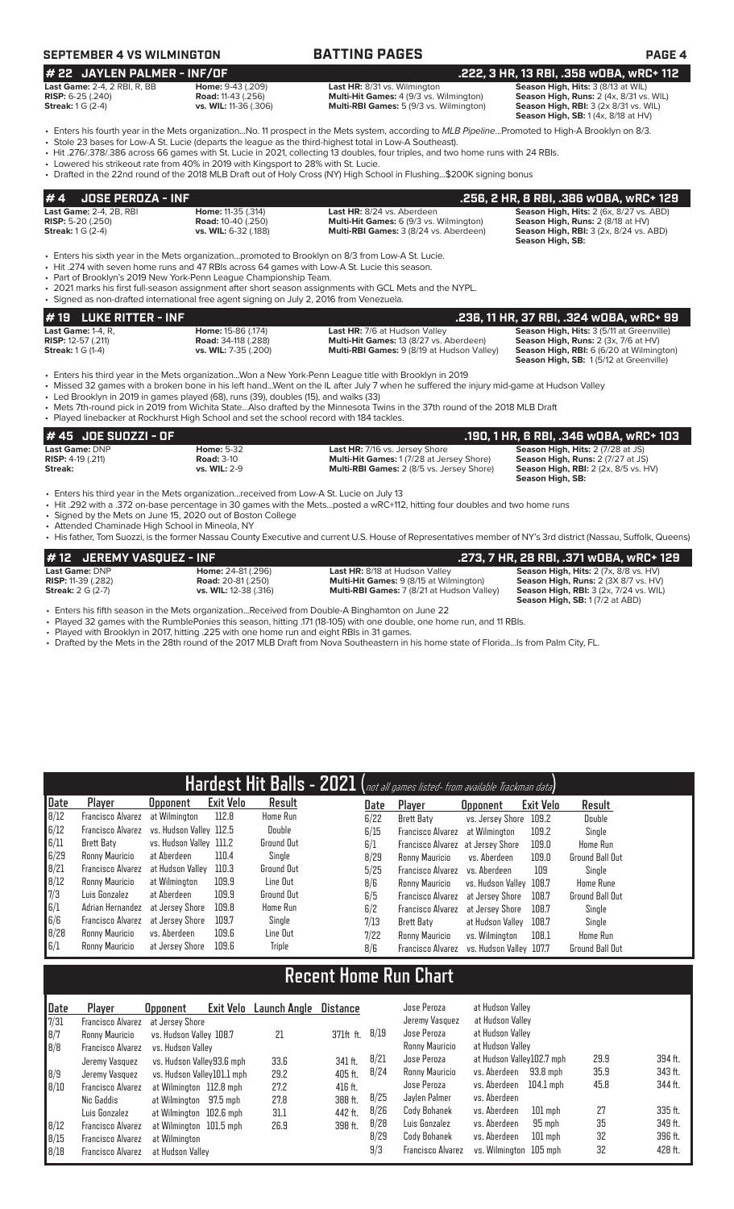**SEPTEMBER 4 VS WILMINGTON** — **BATTING PAGES**

## # 22 JAYLEN PALMER - INF/OF — .222, 3 HR, 13 RBI, .358 wOBA, wRC+ 112

**Last Game:** 2-4, 2 RBI, R, BB
**RISP:** 6-25 (.240)
**Streak:** 1 G (2-4)

**Home:** 9-43 (.209)
**Road:** 11-43 (.256)
**vs. WIL:** 11-36 (.306)

**Last HR:** 8/31 vs. Wilmington
**Multi-Hit Games:** 4 (9/3 vs. Wilmington)
**Multi-RBI Games:** 5 (9/3 vs. Wilmington)

**Season High, Hits:** 3 (8/13 at WIL)
**Season High, Runs:** 2 (4x, 8/31 vs. WIL)
**Season High, RBI:** 3 (2x 8/31 vs. WIL)
**Season High, SB:** 1 (4x, 8/18 at HV)

- Enters his fourth year in the Mets organization...No. 11 prospect in the Mets system, according to *MLB Pipeline*...Promoted to High-A Brooklyn on 8/3.
- Stole 23 bases for Low-A St. Lucie (departs the league as the third-highest total in Low-A Southeast).
- Hit .276/.378/.386 across 66 games with St. Lucie in 2021, collecting 13 doubles, four triples, and two home runs with 24 RBIs.
- Lowered his strikeout rate from 40% in 2019 with Kingsport to 28% with St. Lucie.
- Drafted in the 22nd round of the 2018 MLB Draft out of Holy Cross (NY) High School in Flushing...$200K signing bonus

## # 4 JOSE PEROZA - INF — .256, 2 HR, 8 RBI, .386 wOBA, wRC+ 129

**Last Game:** 2-4, 2B, RBI
**RISP:** 5-20 (.250)
**Streak:** 1 G (2-4)

**Home:** 11-35 (.314)
**Road:** 10-40 (.250)
**vs. WIL:** 6-32 (.188)

**Last HR:** 8/24 vs. Aberdeen
**Multi-Hit Games:** 6 (9/3 vs. Wilmington)
**Multi-RBI Games:** 3 (8/24 vs. Aberdeen)

**Season High, Hits:** 2 (6x, 8/27 vs. ABD)
**Season High, Runs:** 2 (8/18 at HV)
**Season High, RBI:** 3 (2x, 8/24 vs. ABD)
**Season High, SB:**

- Enters his sixth year in the Mets organization...promoted to Brooklyn on 8/3 from Low-A St. Lucie.
- Hit .274 with seven home runs and 47 RBIs across 64 games with Low-A St. Lucie this season.
- Part of Brooklyn's 2019 New York-Penn League Championship Team.
- 2021 marks his first full-season assignment after short season assignments with GCL Mets and the NYPL.
- Signed as non-drafted international free agent signing on July 2, 2016 from Venezuela.

## # 19 LUKE RITTER - INF — .236, 11 HR, 37 RBI, .324 wOBA, wRC+ 99

**Last Game:** 1-4, R,
**RISP:** 12-57 (.211)
**Streak:** 1 G (1-4)

**Home:** 15-86 (.174)
**Road:** 34-118 (.288)
**vs. WIL:** 7-35 (.200)

**Last HR:** 7/6 at Hudson Valley
**Multi-Hit Games:** 13 (8/27 vs. Aberdeen)
**Multi-RBI Games:** 9 (8/18 at Hudson Valley)

**Season High, Hits:** 3 (5/11 at Greenville)
**Season High, Runs:** 2 (3x, 7/6 at HV)
**Season High, RBI:** 6 (6/20 at Wilmington)
**Season High, SB:** 1 (5/12 at Greenville)

- Enters his third year in the Mets organization...Won a New York-Penn League title with Brooklyn in 2019
- Missed 32 games with a broken bone in his left hand...Went on the IL after July 7 when he suffered the injury mid-game at Hudson Valley
- Led Brooklyn in 2019 in games played (68), runs (39), doubles (15), and walks (33)
- Mets 7th-round pick in 2019 from Wichita State...Also drafted by the Minnesota Twins in the 37th round of the 2018 MLB Draft
- Played linebacker at Rockhurst High School and set the school record with 184 tackles.

## # 45 JOE SUOZZI - OF — .190, 1 HR, 6 RBI, .346 wOBA, wRC+ 103

**Last Game:** DNP
**RISP:** 4-19 (.211)
**Streak:**

**Home:** 5-32
**Road:** 3-10
**vs. WIL:** 2-9

**Last HR:** 7/16 vs. Jersey Shore
**Multi-Hit Games:** 1 (7/28 at Jersey Shore)
**Multi-RBI Games:** 2 (8/5 vs. Jersey Shore)

**Season High, Hits:** 2 (7/28 at JS)
**Season High, Runs:** 2 (7/27 at JS)
**Season High, RBI:** 2 (2x, 8/5 vs. HV)
**Season High, SB:**

- Enters his third year in the Mets organization...received from Low-A St. Lucie on July 13
- Hit .292 with a .372 on-base percentage in 30 games with the Mets...posted a wRC+112, hitting four doubles and two home runs
- Signed by the Mets on June 15, 2020 out of Boston College
- Attended Chaminade High School in Mineola, NY
- His father, Tom Suozzi, is the former Nassau County Executive and current U.S. House of Representatives member of NY's 3rd district (Nassau, Suffolk, Queens)

## # 12 JEREMY VASQUEZ - INF — .273, 7 HR, 28 RBI, .371 wOBA, wRC+ 129

**Last Game:** DNP
**RISP:** 11-39 (.282)
**Streak:** 2 G (2-7)

**Home:** 24-81 (.296)
**Road:** 20-81 (.250)
**vs. WIL:** 12-38 (.316)

**Last HR:** 8/18 at Hudson Valley
**Multi-Hit Games:** 9 (8/15 at Wilmington)
**Multi-RBI Games:** 7 (8/21 at Hudson Valley)

**Season High, Hits:** 2 (7x, 8/8 vs. HV)
**Season High, Runs:** 2 (3X 8/7 vs. HV)
**Season High, RBI:** 3 (2x, 7/24 vs. WIL)
**Season High, SB:** 1 (7/2 at ABD)

- Enters his fifth season in the Mets organization...Received from Double-A Binghamton on June 22
- Played 32 games with the RumblePonies this season, hitting .171 (18-105) with one double, one home run, and 11 RBIs.
- Played with Brooklyn in 2017, hitting .225 with one home run and eight RBIs in 31 games.
- Drafted by the Mets in the 28th round of the 2017 MLB Draft from Nova Southeastern in his home state of Florida...Is from Palm City, FL.

## Hardest Hit Balls - 2021 (not all games listed- from available Trackman data)

| Date | Player | Opponent | Exit Velo | Result |
|---|---|---|---|---|
| 8/12 | Francisco Alvarez | at Wilmington | 112.8 | Home Run |
| 6/12 | Francisco Alvarez | vs. Hudson Valley | 112.5 | Double |
| 6/11 | Brett Baty | vs. Hudson Valley | 111.2 | Ground Out |
| 6/29 | Ronny Mauricio | at Aberdeen | 110.4 | Single |
| 8/21 | Francisco Alvarez | at Hudson Valley | 110.3 | Ground Out |
| 8/12 | Ronny Mauricio | at Wilmington | 109.9 | Line Out |
| 7/3 | Luis Gonzalez | at Aberdeen | 109.9 | Ground Out |
| 6/1 | Adrian Hernandez | at Jersey Shore | 109.8 | Home Run |
| 6/6 | Francisco Alvarez | at Jersey Shore | 109.7 | Single |
| 8/28 | Ronny Mauricio | vs. Aberdeen | 109.6 | Line Out |
| 6/1 | Ronny Mauricio | at Jersey Shore | 109.6 | Triple |
| 6/22 | Brett Baty | vs. Jersey Shore | 109.2 | Double |
| 6/15 | Francisco Alvarez | at Wilmington | 109.2 | Single |
| 6/1 | Francisco Alvarez | at Jersey Shore | 109.0 | Home Run |
| 8/29 | Ronny Mauricio | vs. Aberdeen | 109.0 | Ground Ball Out |
| 5/25 | Francisco Alvarez | vs. Aberdeen | 109 | Single |
| 8/6 | Ronny Mauricio | vs. Hudson Valley | 108.7 | Home Rune |
| 6/5 | Francisco Alvarez | at Jersey Shore | 108.7 | Ground Ball Out |
| 6/2 | Francisco Alvarez | at Jersey Shore | 108.7 | Single |
| 7/13 | Brett Baty | at Hudson Valley | 108.7 | Single |
| 7/22 | Ronny Mauricio | vs. Wilmington | 108.1 | Home Run |
| 8/6 | Francisco Alvarez | vs. Hudson Valley | 107.7 | Ground Ball Out |

## Recent Home Run Chart

| Date | Player | Opponent | Exit Velo | Launch Angle | Distance |
|---|---|---|---|---|---|
| 7/31 | Francisco Alvarez | at Jersey Shore | | | |
| 8/7 | Ronny Mauricio | vs. Hudson Valley | 108.7 | 21 | 371ft. ft. |
| 8/8 | Francisco Alvarez | vs. Hudson Valley | | | |
| | Jeremy Vasquez | vs. Hudson Valley | 93.6 mph | 33.6 | 341 ft. |
| 8/9 | Jeremy Vasquez | vs. Hudson Valley | 101.1 mph | 29.2 | 405 ft. |
| 8/10 | Francisco Alvarez | at Wilmington | 112.8 mph | 27.2 | 416 ft. |
| | Nic Gaddis | at Wilmington | 97.5 mph | 27.8 | 388 ft. |
| | Luis Gonzalez | at Wilmington | 102.6 mph | 31.1 | 442 ft. |
| 8/12 | Francisco Alvarez | at Wilmington | 101.5 mph | 26.9 | 398 ft. |
| 8/15 | Francisco Alvarez | at Wilmington | | | |
| 8/18 | Francisco Alvarez | at Hudson Valley | | | |
| | Jose Peroza | at Hudson Valley | | | |
| | Jeremy Vasquez | at Hudson Valley | | | |
| 8/19 | Jose Peroza | at Hudson Valley | | | |
| | Ronny Mauricio | at Hudson Valley | | | |
| 8/21 | Jose Peroza | at Hudson Valley | 102.7 mph | 29.9 | 394 ft. |
| 8/24 | Ronny Mauricio | vs. Aberdeen | 93.8 mph | 35.9 | 343 ft. |
| | Jose Peroza | vs. Aberdeen | 104.1 mph | 45.8 | 344 ft. |
| 8/25 | Jaylen Palmer | vs. Aberdeen | | | |
| 8/26 | Cody Bohanek | vs. Aberdeen | 101 mph | 27 | 335 ft. |
| 8/28 | Luis Gonzalez | vs. Aberdeen | 95 mph | 35 | 349 ft. |
| 8/29 | Cody Bohanek | vs. Aberdeen | 101 mph | 32 | 396 ft. |
| 9/3 | Francisco Alvarez | vs. Wilmington | 105 mph | 32 | 428 ft. |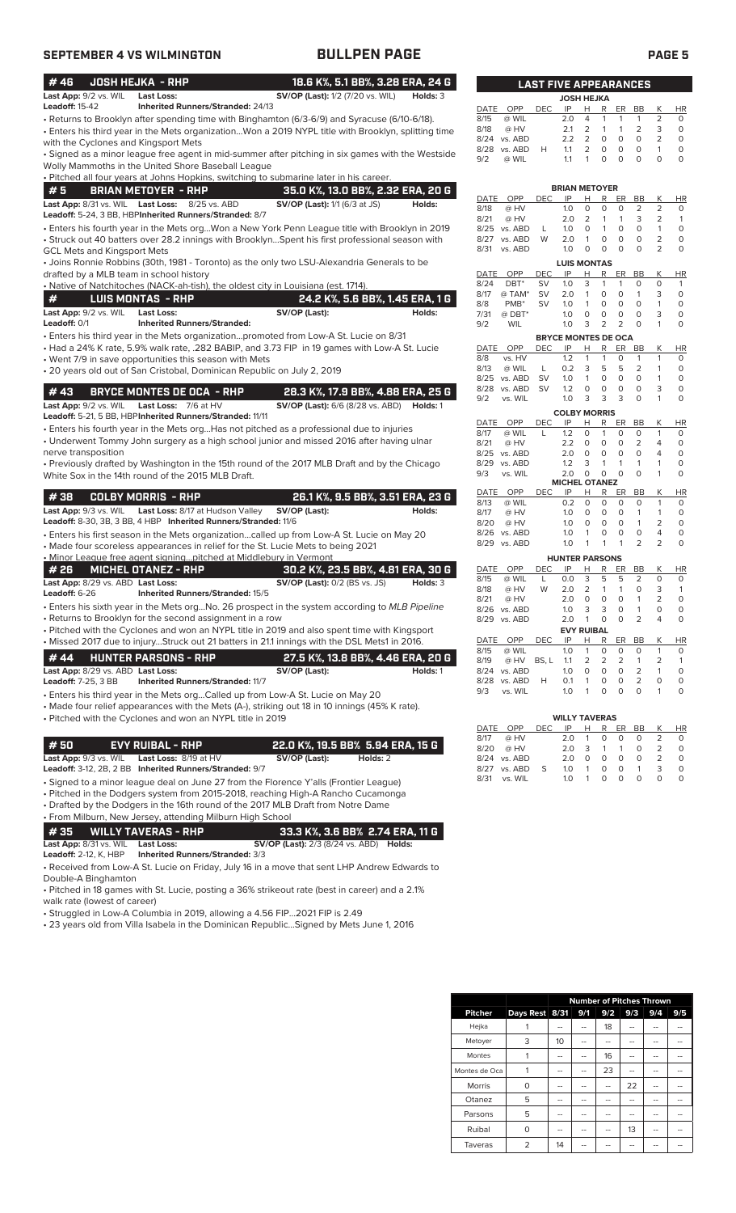## SEPTEMBER 4 VS WILMINGTON — BULLPEN PAGE

### #46 JOSH HEJKA - RHP — 18.6 K%, 5.1 BB%, 3.28 ERA, 24 G

**Last App:** 9/2 vs. WIL **Last Loss:** **SV/OP (Last):** 1/2 (7/20 vs. WIL) **Holds:** 3
**Leadoff:** 15-42 **Inherited Runners/Stranded:** 24/13

- Returns to Brooklyn after spending time with Binghamton (6/3-6/9) and Syracuse (6/10-6/18).
- Enters his third year in the Mets organization...Won a 2019 NYPL title with Brooklyn, splitting time with the Cyclones and Kingsport Mets
- Signed as a minor league free agent in mid-summer after pitching in six games with the Westside Wolly Mammoths in the United Shore Baseball League
- Pitched all four years at Johns Hopkins, switching to submarine later in his career.

### #5 BRIAN METOYER - RHP — 35.0 K%, 13.0 BB%, 2.32 ERA, 20 G

**Last App:** 8/31 vs. WIL **Last Loss:** 8/25 vs. ABD **SV/OP (Last):** 1/1 (6/3 at JS) **Holds:**
**Leadoff:** 5-24, 3 BB, HBP **Inherited Runners/Stranded:** 8/7

- Enters his fourth year in the Mets org...Won a New York Penn League title with Brooklyn in 2019
- Struck out 40 batters over 28.2 innings with Brooklyn...Spent his first professional season with GCL Mets and Kingsport Mets
- Joins Ronnie Robbins (30th, 1981 - Toronto) as the only two LSU-Alexandria Generals to be drafted by a MLB team in school history
- Native of Natchitoches (NACK-ah-tish), the oldest city in Louisiana (est. 1714).

### # LUIS MONTAS - RHP — 24.2 K%, 5.6 BB%, 1.45 ERA, 1 G

**Last App:** 9/2 vs. WIL **Last Loss:** **SV/OP (Last):** **Holds:**
**Leadoff:** 0/1 **Inherited Runners/Stranded:**

- Enters his third year in the Mets organization...promoted from Low-A St. Lucie on 8/31
- Had a 24% K rate, 5.9% walk rate, .282 BABIP, and 3.73 FIP in 19 games with Low-A St. Lucie
- Went 7/9 in save opportunities this season with Mets
- 20 years old out of San Cristobal, Dominican Republic on July 2, 2019

### #43 BRYCE MONTES DE OCA - RHP — 28.3 K%, 17.9 BB%, 4.88 ERA, 25 G

**Last App:** 9/2 vs. WIL **Last Loss:** 7/6 at HV **SV/OP (Last):** 6/6 (8/28 vs. ABD) **Holds:** 1
**Leadoff:** 5-21, 5 BB, HBP **Inherited Runners/Stranded:** 11/11

- Enters his fourth year in the Mets org...Has not pitched as a professional due to injuries
- Underwent Tommy John surgery as a high school junior and missed 2016 after having ulnar nerve transposition
- Previously drafted by Washington in the 15th round of the 2017 MLB Draft and by the Chicago White Sox in the 14th round of the 2015 MLB Draft.

### #38 COLBY MORRIS - RHP — 26.1 K%, 9.5 BB%, 3.51 ERA, 23 G

**Last App:** 9/3 vs. WIL **Last Loss:** 8/17 at Hudson Valley **SV/OP (Last):** **Holds:**
**Leadoff:** 8-30, 3B, 3 BB, 4 HBP **Inherited Runners/Stranded:** 11/6

- Enters his first season in the Mets organization...called up from Low-A St. Lucie on May 20
- Made four scoreless appearances in relief for the St. Lucie Mets to begin 2021
- Minor League free agent signing...pitched at Middlebury in Vermont

### #26 MICHEL OTANEZ - RHP — 30.2 K%, 23.5 BB%, 4.81 ERA, 30 G

**Last App:** 8/29 vs. ABD **Last Loss:** **SV/OP (Last):** 0/2 (BS vs. JS) **Holds:** 3
**Leadoff:** 6-26 **Inherited Runners/Stranded:** 15/5

- Enters his sixth year in the Mets org...No. 26 prospect in the system according to *MLB Pipeline*
- Returns to Brooklyn for the second assignment in a row
- Pitched with the Cyclones and won an NYPL title in 2019 and also spent time with Kingsport
- Missed 2017 due to injury...Struck out 21 batters in 21.1 innings with the DSL Mets1 in 2016.

### #44 HUNTER PARSONS - RHP — 27.5 K%, 13.8 BB%, 4.46 ERA, 20 G

**Last App:** 8/29 vs. ABD **Last Loss:** **SV/OP (Last):** **Holds:** 1
**Leadoff:** 7-25, 3 BB **Inherited Runners/Stranded:** 11/7

- Enters his third year in the Mets org...Called up from Low-A St. Lucie on May 20
- Made four relief appearances with the Mets (A-), striking out 18 in 10 innings (45% K rate).
- Pitched with the Cyclones and won an NYPL title in 2019

### #50 EVY RUIBAL - RHP — 22.0 K%, 19.5 BB% 5.94 ERA, 15 G

**Last App:** 9/3 vs. WIL **Last Loss:** 8/19 at HV **SV/OP (Last):** **Holds:** 2
**Leadoff:** 3-12, 2B, 2 BB **Inherited Runners/Stranded:** 9/7

- Signed to a minor league deal on June 27 from the Florence Y'alls (Frontier League)
- Pitched in the Dodgers system from 2015-2018, reaching High-A Rancho Cucamonga
- Drafted by the Dodgers in the 16th round of the 2017 MLB Draft from Notre Dame
- From Milburn, New Jersey, attending Milburn High School

### #35 WILLY TAVERAS - RHP — 33.3 K%, 3.6 BB% 2.74 ERA, 11 G

**Last App:** 8/31 vs. WIL **Last Loss:** **SV/OP (Last):** 2/3 (8/24 vs. ABD) **Holds:**
**Leadoff:** 2-12, K, HBP **Inherited Runners/Stranded:** 3/3

- Received from Low-A St. Lucie on Friday, July 16 in a move that sent LHP Andrew Edwards to Double-A Binghamton
- Pitched in 18 games with St. Lucie, posting a 36% strikeout rate (best in career) and a 2.1% walk rate (lowest of career)
- Struggled in Low-A Columbia in 2019, allowing a 4.56 FIP...2021 FIP is 2.49
- 23 years old from Villa Isabela in the Dominican Republic...Signed by Mets June 1, 2016

## LAST FIVE APPEARANCES

**JOSH HEJKA**

| DATE | OPP | DEC | IP | H | R | ER | BB | K | HR |
|---|---|---|---|---|---|---|---|---|---|
| 8/15 | @ WIL | | 2.0 | 4 | 1 | 1 | 1 | 2 | 0 |
| 8/18 | @ HV | | 2.1 | 2 | 1 | 1 | 2 | 3 | 0 |
| 8/24 | vs. ABD | | 2.2 | 2 | 0 | 0 | 0 | 2 | 0 |
| 8/28 | vs. ABD | H | 1.1 | 2 | 0 | 0 | 0 | 1 | 0 |
| 9/2 | @ WIL | | 1.1 | 1 | 0 | 0 | 0 | 0 | 0 |

**BRIAN METOYER**

| DATE | OPP | DEC | IP | H | R | ER | BB | K | HR |
|---|---|---|---|---|---|---|---|---|---|
| 8/18 | @ HV | | 1.0 | 0 | 0 | 0 | 2 | 2 | 0 |
| 8/21 | @ HV | | 2.0 | 2 | 1 | 1 | 3 | 2 | 1 |
| 8/25 | vs. ABD | L | 1.0 | 0 | 1 | 0 | 0 | 1 | 0 |
| 8/27 | vs. ABD | W | 2.0 | 1 | 0 | 0 | 0 | 2 | 0 |
| 8/31 | vs. ABD | | 1.0 | 0 | 0 | 0 | 0 | 2 | 0 |

**LUIS MONTAS**

| DATE | OPP | DEC | IP | H | R | ER | BB | K | HR |
|---|---|---|---|---|---|---|---|---|---|
| 8/24 | DBT* | SV | 1.0 | 3 | 1 | 1 | 0 | 0 | 1 |
| 8/17 | @ TAM* | SV | 2.0 | 1 | 0 | 0 | 1 | 3 | 0 |
| 8/8 | PMB* | SV | 1.0 | 1 | 0 | 0 | 0 | 1 | 0 |
| 7/31 | @ DBT* | | 1.0 | 0 | 0 | 0 | 0 | 3 | 0 |
| 9/2 | WIL | | 1.0 | 3 | 2 | 2 | 0 | 1 | 0 |

**BRYCE MONTES DE OCA**

| DATE | OPP | DEC | IP | H | R | ER | BB | K | HR |
|---|---|---|---|---|---|---|---|---|---|
| 8/8 | vs. HV | | 1.2 | 1 | 1 | 0 | 1 | 1 | 0 |
| 8/13 | @ WIL | L | 0.2 | 3 | 5 | 5 | 2 | 1 | 0 |
| 8/25 | vs. ABD | SV | 1.0 | 1 | 0 | 0 | 0 | 1 | 0 |
| 8/28 | vs. ABD | SV | 1.2 | 0 | 0 | 0 | 0 | 3 | 0 |
| 9/2 | vs. WIL | | 1.0 | 3 | 3 | 3 | 0 | 1 | 0 |

**COLBY MORRIS**

| DATE | OPP | DEC | IP | H | R | ER | BB | K | HR |
|---|---|---|---|---|---|---|---|---|---|
| 8/17 | @ WIL | L | 1.2 | 0 | 1 | 0 | 0 | 1 | 0 |
| 8/21 | @ HV | | 2.2 | 0 | 0 | 0 | 2 | 4 | 0 |
| 8/25 | vs. ABD | | 2.0 | 0 | 0 | 0 | 0 | 4 | 0 |
| 8/29 | vs. ABD | | 1.2 | 3 | 1 | 1 | 1 | 1 | 0 |
| 9/3 | vs. WIL | | 2.0 | 0 | 0 | 0 | 0 | 1 | 0 |

**MICHEL OTANEZ**

| DATE | OPP | DEC | IP | H | R | ER | BB | K | HR |
|---|---|---|---|---|---|---|---|---|---|
| 8/13 | @ WIL | | 0.2 | 0 | 0 | 0 | 0 | 1 | 0 |
| 8/17 | @ HV | | 1.0 | 0 | 0 | 0 | 1 | 1 | 0 |
| 8/20 | @ HV | | 1.0 | 0 | 0 | 0 | 1 | 2 | 0 |
| 8/26 | vs. ABD | | 1.0 | 1 | 0 | 0 | 0 | 4 | 0 |
| 8/29 | vs. ABD | | 1.0 | 1 | 1 | 1 | 2 | 2 | 0 |

**HUNTER PARSONS**

| DATE | OPP | DEC | IP | H | R | ER | BB | K | HR |
|---|---|---|---|---|---|---|---|---|---|
| 8/15 | @ WIL | L | 0.0 | 3 | 5 | 5 | 2 | 0 | 0 |
| 8/18 | @ HV | W | 2.0 | 2 | 1 | 1 | 0 | 3 | 1 |
| 8/21 | @ HV | | 2.0 | 0 | 0 | 0 | 1 | 2 | 0 |
| 8/26 | vs. ABD | | 1.0 | 3 | 3 | 0 | 1 | 0 | 0 |
| 8/29 | vs. ABD | | 2.0 | 1 | 0 | 0 | 2 | 4 | 0 |

**EVY RUIBAL**

| DATE | OPP | DEC | IP | H | R | ER | BB | K | HR |
|---|---|---|---|---|---|---|---|---|---|
| 8/15 | @ WIL | | 1.0 | 1 | 0 | 0 | 0 | 1 | 0 |
| 8/19 | @ HV | BS, L | 1.1 | 2 | 2 | 2 | 1 | 2 | 1 |
| 8/24 | vs. ABD | | 1.0 | 0 | 0 | 0 | 2 | 1 | 0 |
| 8/28 | vs. ABD | H | 0.1 | 1 | 0 | 0 | 2 | 0 | 0 |
| 9/3 | vs. WIL | | 1.0 | 1 | 0 | 0 | 0 | 1 | 0 |

**WILLY TAVERAS**

| DATE | OPP | DEC | IP | H | R | ER | BB | K | HR |
|---|---|---|---|---|---|---|---|---|---|
| 8/17 | @ HV | | 2.0 | 1 | 0 | 0 | 0 | 2 | 0 |
| 8/20 | @ HV | | 2.0 | 3 | 1 | 1 | 0 | 2 | 0 |
| 8/24 | vs. ABD | | 2.0 | 0 | 0 | 0 | 0 | 2 | 0 |
| 8/27 | vs. ABD | S | 1.0 | 1 | 0 | 0 | 1 | 3 | 0 |
| 8/31 | vs. WIL | | 1.0 | 1 | 0 | 0 | 0 | 0 | 0 |

| Pitcher | Days Rest | Number of Pitches Thrown 8/31 | 9/1 | 9/2 | 9/3 | 9/4 | 9/5 |
|---|---|---|---|---|---|---|---|
| Hejka | 1 | -- | -- | 18 | -- | -- | -- |
| Metoyer | 3 | 10 | -- | -- | -- | -- | -- |
| Montes | 1 | -- | -- | 16 | -- | -- | -- |
| Montes de Oca | 1 | -- | -- | 23 | -- | -- | -- |
| Morris | 0 | -- | -- | -- | 22 | -- | -- |
| Otanez | 5 | -- | -- | -- | -- | -- | -- |
| Parsons | 5 | -- | -- | -- | -- | -- | -- |
| Ruibal | 0 | -- | -- | -- | 13 | -- | -- |
| Taveras | 2 | 14 | -- | -- | -- | -- | -- |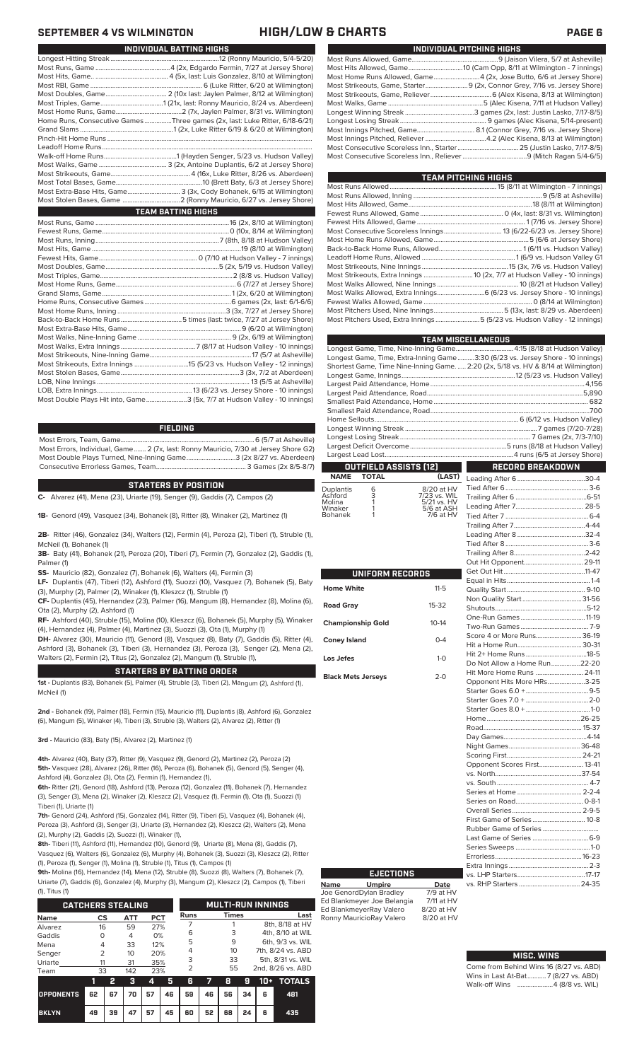# SEPTEMBER 4 VS WILMINGTON — HIGH/LOW & CHARTS

## INDIVIDUAL BATTING HIGHS

| | |
|---|---|
| Longest Hitting Streak | 12 (Ronny Mauricio, 5/4-5/20) |
| Most Runs, Game | 4 (2x, Edgardo Fermin, 7/27 at Jersey Shore) |
| Most Hits, Game | 4 (5x, last: Luis Gonzalez, 8/10 at Wilmington) |
| Most RBI, Game | 6 (Luke Ritter, 6/20 at Wilmington) |
| Most Doubles, Game | 2 (10x last: Jaylen Palmer, 8/12 at Wilmington) |
| Most Triples, Game | 1 (21x, last: Ronny Mauricio, 8/24 vs. Aberdeen) |
| Most Home Runs, Game | 2 (7x, Jaylen Palmer, 8/31 vs. Wilmington) |
| Home Runs, Consecutive Games | Three games (2x, last: Luke Ritter, 6/18-6/21) |
| Grand Slams | 1 (2x, Luke Ritter 6/19 & 6/20 at Wilmington) |
| Pinch-Hit Home Runs | |
| Leadoff Home Runs | |
| Walk-off Home Runs | 1 (Hayden Senger, 5/23 vs. Hudson Valley) |
| Most Walks, Game | 3 (2x, Antoine Duplantis, 6/2 at Jersey Shore) |
| Most Strikeouts, Game | 4 (16x, Luke Ritter, 8/26 vs. Aberdeen) |
| Most Total Bases, Game | 10 (Brett Baty, 6/3 at Jersey Shore) |
| Most Extra-Base Hits, Game | 3 (3x, Cody Bohanek, 6/15 at Wilmington) |
| Most Stolen Bases, Game | 2 (Ronny Mauricio, 6/27 vs. Jersey Shore) |

## TEAM BATTING HIGHS

| | |
|---|---|
| Most Runs, Game | 16 (2x, 8/10 at Wilmington) |
| Fewest Runs, Game | 0 (10x, 8/14 at Wilmington) |
| Most Runs, Inning | 7 (8th, 8/18 at Hudson Valley) |
| Most Hits, Game | 19 (8/10 at Wilmington) |
| Fewest Hits, Game | 0 (7/10 at Hudson Valley - 7 innings) |
| Most Doubles, Game | 5 (2x, 5/19 vs. Hudson Valley) |
| Most Triples, Game | 2 (8/9 vs. Hudson Valley) |
| Most Home Runs, Game | 6 (7/27 at Jersey Shore) |
| Grand Slams, Game | 1 (2x, 6/20 at Wilmington) |
| Home Runs, Consecutive Games | 6 games (2x, last: 6/1-6/6) |
| Most Home Runs, Inning | 3 (3x, 7/27 at Jersey Shore) |
| Back-to-Back Home Runs | 5 times (last: twice, 7/27 at Jersey Shore) |
| Most Extra-Base Hits, Game | 9 (6/20 at Wilmington) |
| Most Walks, Nine-Inning Game | 9 (2x, 6/19 at Wilmington) |
| Most Walks, Extra Innings | 7 (8/17 at Hudson Valley - 10 innings) |
| Most Strikeouts, Nine-Inning Game | 17 (5/7 at Asheville) |
| Most Strikeouts, Extra Innings | 15 (5/23 vs. Hudson Valley - 12 innings) |
| Most Stolen Bases, Game | 3 (3x, 7/2 at Aberdeen) |
| LOB, Nine Innings | 13 (5/5 at Asheville) |
| LOB, Extra Innings | 13 (6/23 vs. Jersey Shore - 10 innings) |
| Most Double Plays Hit into, Game | 3 (5x, 7/7 at Hudson Valley - 10 innings) |

## FIELDING

| | |
|---|---|
| Most Errors, Team, Game | 6 (5/7 at Asheville) |
| Most Errors, Individual, Game | 2 (7x, last: Ronny Mauricio, 7/30 at Jersey Shore G2) |
| Most Double Plays Turned, Nine-Inning Game | 3 (2x 8/27 vs. Aberdeen) |
| Consecutive Errorless Games, Team | 3 Games (2x 8/5-8/7) |

## STARTERS BY POSITION

**C-** Alvarez (41), Mena (23), Uriarte (19), Senger (9), Gaddis (7), Campos (2)

**1B-** Genord (49), Vasquez (34), Bohanek (8), Ritter (8), Winaker (2), Martinez (1)

**2B-** Ritter (46), Gonzalez (34), Walters (12), Fermin (4), Peroza (2), Tiberi (1), Struble (1), McNeil (1), Bohanek (1)

**3B-** Baty (41), Bohanek (21), Peroza (20), Tiberi (7), Fermin (7), Gonzalez (2), Gaddis (1), Palmer (1)

**SS-** Mauricio (82), Gonzalez (7), Bohanek (6), Walters (4), Fermin (3)

**LF-** Duplantis (47), Tiberi (12), Ashford (11), Suozzi (10), Vasquez (7), Bohanek (5), Baty (3), Murphy (2), Palmer (2), Winaker (1), Kleszcz (1), Struble (1)

**CF-** Duplantis (45), Hernandez (23), Palmer (16), Mangum (8), Hernandez (8), Molina (6), Ota (2), Murphy (2), Ashford (1)

**RF-** Ashford (40), Struble (15), Molina (10), Kleszcz (6), Bohanek (5), Murphy (5), Winaker (4), Hernandez (4), Palmer (4), Martinez (3), Suozzi (3), Ota (1), Murphy (1)

**DH-** Alvarez (30), Mauricio (11), Genord (8), Vasquez (8), Baty (7), Gaddis (5), Ritter (4), Ashford (3), Bohanek (3), Tiberi (3), Hernandez (3), Peroza (3), Senger (2), Mena (2), Walters (2), Fermin (2), Titus (2), Gonzalez (2), Mangum (1), Struble (1),

## STARTERS BY BATTING ORDER

**1st -** Duplantis (83), Bohanek (5), Palmer (4), Struble (3), Tiberi (2), Mangum (2), Ashford (1), McNeil (1)

**2nd -** Bohanek (19), Palmer (18), Fermin (15), Mauricio (11), Duplantis (8), Ashford (6), Gonzalez (6), Mangum (5), Winaker (4), Tiberi (3), Struble (3), Walters (2), Alvarez (2), Ritter (1)

**3rd -** Mauricio (83), Baty (15), Alvarez (2), Martinez (1)

**4th-** Alvarez (40), Baty (37), Ritter (9), Vasquez (9), Genord (2), Martinez (2), Peroza (2)

**5th-** Vasquez (28), Alvarez (26), Ritter (16), Peroza (6), Bohanek (5), Genord (5), Senger (4), Ashford (4), Gonzalez (4), Ota (2), Fermin (1), Hernandez (1),

**6th-** Ritter (21), Genord (18), Ashford (13), Peroza (13), Gonzalez (11), Bohanek (7), Hernandez (3), Senger (3), Mena (2), Winaker (2), Kleszcz (2), Vasquez (1), Fermin (1), Ota (1), Suozzi (1) Tiberi (1), Uriarte (1)

**7th-** Genord (24), Ashford (15), Gonzalez (14), Ritter (9), Tiberi (5), Vasquez (4), Bohanek (4), Peroza (3), Ashford (3), Senger (3), Uriarte (3), Hernandez (2), Kleszcz (2), Walters (2), Mena (2), Murphy (2), Gaddis (2), Suozzi (1), Winaker (1),

**8th-** Tiberi (11), Ashford (11), Hernandez (10), Genord (9), Uriarte (8), Mena (8), Gaddis (7), Vasquez (6), Walters (6), Gonzalez (6), Murphy (4), Bohanek (3), Suozzi (3), Kleszcz (3), Ritter (1), Peroza (1), Senger (1), Molina (1), Struble (1), Titus (1), Campos (1)

**9th-** Molina (16), Hernandez (14), Mena (12), Struble (8), Suozzi (8), Walters (7), Bohanek (7), Uriarte (7), Gaddis (6), Gonzalez (4), Murphy (3), Mangum (2), Kleszcz (2), Campos (1), Tiberi (1), Titus (1)

## CATCHERS STEALING

| Name | CS | ATT | PCT |
|---|---|---|---|
| Alvarez | 16 | 59 | 27% |
| Gaddis | 0 | 4 | 0% |
| Mena | 4 | 33 | 12% |
| Senger | 2 | 10 | 20% |
| Uriarte | 11 | 31 | 35% |
| Team | 33 | 142 | 23% |

## MULTI-RUN INNINGS

| Runs | Times | Last |
|---|---|---|
| 7 | 1 | 8th, 8/18 at HV |
| 6 | 3 | 4th, 8/10 at WIL |
| 5 | 9 | 6th, 9/3 vs. WIL |
| 4 | 10 | 7th, 8/24 vs. ABD |
| 3 | 33 | 5th, 8/31 vs. WIL |
| 2 | 55 | 2nd, 8/26 vs. ABD |

| | 1 | 2 | 3 | 4 | 5 | 6 | 7 | 8 | 9 | 10+ | TOTALS |
|---|---|---|---|---|---|---|---|---|---|---|---|
| OPPONENTS | 62 | 67 | 70 | 57 | 46 | 59 | 46 | 56 | 34 | 6 | 481 |
| BKLYN | 49 | 39 | 47 | 57 | 45 | 60 | 52 | 68 | 24 | 6 | 435 |

## INDIVIDUAL PITCHING HIGHS

| | |
|---|---|
| Most Runs Allowed, Game | 9 (Jaison Vilera, 5/7 at Asheville) |
| Most Hits Allowed, Game | 10 (Cam Opp, 8/11 at Wilmington - 7 innings) |
| Most Home Runs Allowed, Game | 4 (2x, Jose Butto, 6/6 at Jersey Shore) |
| Most Strikeouts, Game, Starter | 9 (2x, Connor Grey, 7/16 vs. Jersey Shore) |
| Most Strikeouts, Game, Reliever | 6 (Alex Kisena, 8/13 at Wilmington) |
| Most Walks, Game | 5 (Alec Kisena, 7/11 at Hudson Valley) |
| Longest Winning Streak | 3 games (2x, last: Justin Lasko, 7/17-8/5) |
| Longest Losing Streak | 9 games (Alec Kisena, 5/14-present) |
| Most Innings Pitched, Game | 8.1 (Connor Grey, 7/16 vs. Jersey Shore) |
| Most Innings Pitched, Reliever | 4.2 (Alec Kisena, 8/13 at Wilmington) |
| Most Consecutive Scoreless Inn., Starter | 25 (Justin Lasko, 7/17-8/5) |
| Most Consecutive Scoreless Inn., Reliever | 9 (Mitch Ragan 5/4-6/5) |

## TEAM PITCHING HIGHS

| | |
|---|---|
| Most Runs Allowed | 15 (8/11 at Wilmington - 7 innings) |
| Most Runs Allowed, Inning | 9 (5/8 at Asheville) |
| Most Hits Allowed, Game | 18 (8/11 at Wilmington) |
| Fewest Runs Allowed, Game | 0 (4x, last: 8/31 vs. Wilmington) |
| Fewest Hits Allowed, Game | 1 (7/16 vs. Jersey Shore) |
| Most Consecutive Scoreless Innings | 13 (6/22-6/23 vs. Jersey Shore) |
| Most Home Runs Allowed, Game | 5 (6/6 at Jersey Shore) |
| Back-to-Back Home Runs, Allowed | 1 (6/11 vs. Hudson Valley) |
| Leadoff Home Runs, Allowed | 1 (6/9 vs. Hudson Valley G1 |
| Most Strikeouts, Nine Innings | 15 (3x, 7/6 vs. Hudson Valley) |
| Most Strikeouts, Extra Innings | 10 (2x, 7/7 at Hudson Valley - 10 innings) |
| Most Walks Allowed, Nine Innings | 10 (8/21 at Hudson Valley) |
| Most Walks Allowed, Extra Innings | 6 (6/23 vs. Jersey Shore - 10 innings) |
| Fewest Walks Allowed, Game | 0 (8/14 at Wilmington) |
| Most Pitchers Used, Nine Innings | 5 (13x, last: 8/29 vs. Aberdeen) |
| Most Pitchers Used, Extra Innings | 5 (5/23 vs. Hudson Valley - 12 innings) |

## TEAM MISCELLANEOUS

| | |
|---|---|
| Longest Game, Time, Nine-Inning Game | 4:15 (8/18 at Hudson Valley) |
| Longest Game, Time, Extra-Inning Game | 3:30 (6/23 vs. Jersey Shore - 10 innings) |
| Shortest Game, Time Nine-Inning Game | 2:20 (2x, 5/18 vs. HV & 8/14 at Wilmington) |
| Longest Game, Innings | 12 (5/23 vs. Hudson Valley) |
| Largest Paid Attendance, Home | 4,156 |
| Largest Paid Attendance, Road | 5,890 |
| Smallest Paid Attendance, Home | 682 |
| Smallest Paid Attendance, Road | 700 |
| Home Sellouts | 6 (6/12 vs. Hudson Valley) |
| Longest Winning Streak | 7 games (7/20-7/28) |
| Longest Losing Streak | 7 Games (2x, 7/3-7/10) |
| Largest Deficit Overcome | 5 runs (8/18 at Hudson Valley) |
| Largest Lead Lost | 4 runs (6/5 at Jersey Shore) |

## OUTFIELD ASSISTS (12)

| NAME | TOTAL | (LAST) |
|---|---|---|
| Duplantis | 6 | 8/20 at HV |
| Ashford | 3 | 7/23 vs. WIL |
| Molina | 1 | 5/21 vs. HV |
| Winaker | 1 | 5/6 at ASH |
| Bohanek | 1 | 7/6 at HV |

## UNIFORM RECORDS

| | |
|---|---|
| Home White | 11-5 |
| Road Gray | 15-32 |
| Championship Gold | 10-14 |
| Coney Island | 0-4 |
| Los Jefes | 1-0 |
| Black Mets Jerseys | 2-0 |

## RECORD BREAKDOWN

| | |
|---|---|
| Leading After 6 | 30-4 |
| Tied After 6 | 3-6 |
| Trailing After 6 | 6-51 |
| Leading After 7 | 28-5 |
| Tied After 7 | 6-4 |
| Trailing After 7 | 4-44 |
| Leading After 8 | 32-4 |
| Tied After 8 | 3-6 |
| Trailing After 8 | 2-42 |
| Out Hit Opponent | 29-11 |
| Get Out Hit | 11-47 |
| Equal in Hits | 1-4 |
| Quality Start | 9-10 |
| Non Quality Start | 31-56 |
| Shutouts | 5-12 |
| One-Run Games | 11-19 |
| Two-Run Games | 7-9 |
| Score 4 or More Runs | 36-19 |
| Hit a Home Run | 30-31 |
| Hit 2+ Home Runs | 18-5 |
| Do Not Allow a Home Run | 22-20 |
| Hit More Home Runs | 24-11 |
| Opponent Hits More HRs | 3-25 |
| Starter Goes 6.0 + | 9-5 |
| Starter Goes 7.0 + | 2-0 |
| Starter Goes 8.0 + | 1-0 |
| Home | 26-25 |
| Road | 15-37 |
| Day Games | 4-14 |
| Night Games | 36-48 |
| Scoring First | 24-21 |
| Opponent Scores First | 13-41 |
| vs. North | 37-54 |
| vs. South | 4-7 |
| Series at Home | 2-2-4 |
| Series on Road | 0-8-1 |
| Overall Series | 2-9-5 |
| First Game of Series | 10-8 |
| Rubber Game of Series | |
| Last Game of Series | 6-9 |
| Series Sweeps | 1-0 |
| Errorless | 16-23 |
| Extra Innings | 2-3 |
| vs. LHP Starters | 17-17 |
| vs. RHP Starters | 24-35 |

## EJECTIONS

| Name | Umpire | Date |
|---|---|---|
| Joe Genord | Dylan Bradley | 7/9 at HV |
| Ed Blankmeyer | Joe Belangia | 7/11 at HV |
| Ed Blankmeyer | Ray Valero | 8/20 at HV |
| Ronny Mauricio | Ray Valero | 8/20 at HV |

## MISC. WINS

| | |
|---|---|
| Come from Behind Wins | 16 (8/27 vs. ABD) |
| Wins in Last At-Bat | 7 (8/27 vs. ABD) |
| Walk-off Wins | 4 (8/8 vs. WIL) |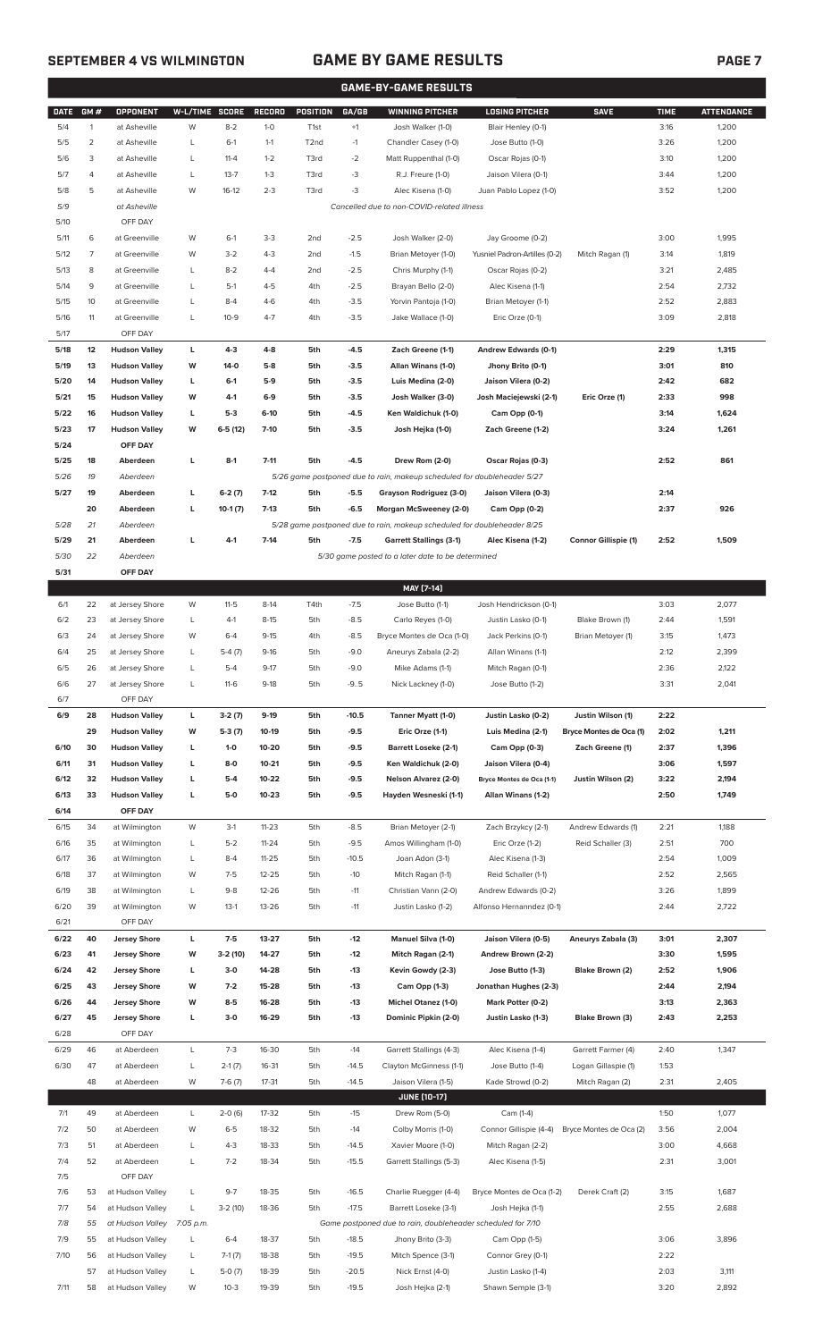## SEPTEMBER 4 VS WILMINGTON

# GAME BY GAME RESULTS

## GAME-BY-GAME RESULTS

| DATE | GM # | OPPONENT | W-L/TIME | SCORE | RECORD | POSITION | GA/GB | WINNING PITCHER | LOSING PITCHER | SAVE | TIME | ATTENDANCE |
|---|---|---|---|---|---|---|---|---|---|---|---|---|
| 5/4 | 1 | at Asheville | W | 8-2 | 1-0 | T1st | +1 | Josh Walker (1-0) | Blair Henley (0-1) | | 3:16 | 1,200 |
| 5/5 | 2 | at Asheville | L | 6-1 | 1-1 | T2nd | -1 | Chandler Casey (1-0) | Jose Butto (1-0) | | 3:26 | 1,200 |
| 5/6 | 3 | at Asheville | L | 11-4 | 1-2 | T3rd | -2 | Matt Ruppenthal (1-0) | Oscar Rojas (0-1) | | 3:10 | 1,200 |
| 5/7 | 4 | at Asheville | L | 13-7 | 1-3 | T3rd | -3 | R.J. Freure (1-0) | Jaison Vilera (0-1) | | 3:44 | 1,200 |
| 5/8 | 5 | at Asheville | W | 16-12 | 2-3 | T3rd | -3 | Alec Kisena (1-0) | Juan Pablo Lopez (1-0) | | 3:52 | 1,200 |
| 5/9 | | at Asheville | | | | | | Cancelled due to non-COVID-related illness | | | | |
| 5/10 | | OFF DAY | | | | | | | | | | |
| 5/11 | 6 | at Greenville | W | 6-1 | 3-3 | 2nd | -2.5 | Josh Walker (2-0) | Jay Groome (0-2) | | 3:00 | 1,995 |
| 5/12 | 7 | at Greenville | W | 3-2 | 4-3 | 2nd | -1.5 | Brian Metoyer (1-0) | Yusniel Padron-Artilles (0-2) | Mitch Ragan (1) | 3:14 | 1,819 |
| 5/13 | 8 | at Greenville | L | 8-2 | 4-4 | 2nd | -2.5 | Chris Murphy (1-1) | Oscar Rojas (0-2) | | 3:21 | 2,485 |
| 5/14 | 9 | at Greenville | L | 5-1 | 4-5 | 4th | -2.5 | Brayan Bello (2-0) | Alec Kisena (1-1) | | 2:54 | 2,732 |
| 5/15 | 10 | at Greenville | L | 8-4 | 4-6 | 4th | -3.5 | Yorvin Pantoja (1-0) | Brian Metoyer (1-1) | | 2:52 | 2,883 |
| 5/16 | 11 | at Greenville | L | 10-9 | 4-7 | 4th | -3.5 | Jake Wallace (1-0) | Eric Orze (0-1) | | 3:09 | 2,818 |
| 5/17 | | OFF DAY | | | | | | | | | | |
| **5/18** | **12** | **Hudson Valley** | **L** | **4-3** | **4-8** | **5th** | **-4.5** | **Zach Greene (1-1)** | **Andrew Edwards (0-1)** | | **2:29** | **1,315** |
| **5/19** | **13** | **Hudson Valley** | **W** | **14-0** | **5-8** | **5th** | **-3.5** | **Allan Winans (1-0)** | **Jhony Brito (0-1)** | | **3:01** | **810** |
| **5/20** | **14** | **Hudson Valley** | **L** | **6-1** | **5-9** | **5th** | **-3.5** | **Luis Medina (2-0)** | **Jaison Vilera (0-2)** | | **2:42** | **682** |
| **5/21** | **15** | **Hudson Valley** | **W** | **4-1** | **6-9** | **5th** | **-3.5** | **Josh Walker (3-0)** | **Josh Maciejewski (2-1)** | **Eric Orze (1)** | **2:33** | **998** |
| **5/22** | **16** | **Hudson Valley** | **L** | **5-3** | **6-10** | **5th** | **-4.5** | **Ken Waldichuk (1-0)** | **Cam Opp (0-1)** | | **3:14** | **1,624** |
| **5/23** | **17** | **Hudson Valley** | **W** | **6-5 (12)** | **7-10** | **5th** | **-3.5** | **Josh Hejka (1-0)** | **Zach Greene (1-2)** | | **3:24** | **1,261** |
| **5/24** | | **OFF DAY** | | | | | | | | | | |
| **5/25** | **18** | **Aberdeen** | **L** | **8-1** | **7-11** | **5th** | **-4.5** | **Drew Rom (2-0)** | **Oscar Rojas (0-3)** | | **2:52** | **861** |
| *5/26* | *19* | *Aberdeen* | | | | | | *5/26 game postponed due to rain, makeup scheduled for doubleheader 5/27* | | | | |
| **5/27** | **19** | **Aberdeen** | **L** | **6-2 (7)** | **7-12** | **5th** | **-5.5** | **Grayson Rodriguez (3-0)** | **Jaison Vilera (0-3)** | | **2:14** | |
| | **20** | **Aberdeen** | **L** | **10-1 (7)** | **7-13** | **5th** | **-6.5** | **Morgan McSweeney (2-0)** | **Cam Opp (0-2)** | | **2:37** | **926** |
| *5/28* | *21* | *Aberdeen* | | | | | | *5/28 game postponed due to rain, makeup scheduled for doubleheader 8/25* | | | | |
| **5/29** | **21** | **Aberdeen** | **L** | **4-1** | **7-14** | **5th** | **-7.5** | **Garrett Stallings (3-1)** | **Alec Kisena (1-2)** | **Connor Gillispie (1)** | **2:52** | **1,509** |
| *5/30* | *22* | *Aberdeen* | | | | | | *5/30 game posted to a later date to be determined* | | | | |
| **5/31** | | **OFF DAY** | | | | | | | | | | |
| | | | | | | | | **MAY [7-14]** | | | | |
| 6/1 | 22 | at Jersey Shore | W | 11-5 | 8-14 | T4th | -7.5 | Jose Butto (1-1) | Josh Hendrickson (0-1) | | 3:03 | 2,077 |
| 6/2 | 23 | at Jersey Shore | L | 4-1 | 8-15 | 5th | -8.5 | Carlo Reyes (1-0) | Justin Lasko (0-1) | Blake Brown (1) | 2:44 | 1,591 |
| 6/3 | 24 | at Jersey Shore | W | 6-4 | 9-15 | 4th | -8.5 | Bryce Montes de Oca (1-0) | Jack Perkins (0-1) | Brian Metoyer (1) | 3:15 | 1,473 |
| 6/4 | 25 | at Jersey Shore | L | 5-4 (7) | 9-16 | 5th | -9.0 | Aneurys Zabala (2-2) | Allan Winans (1-1) | | 2:12 | 2,399 |
| 6/5 | 26 | at Jersey Shore | L | 5-4 | 9-17 | 5th | -9.0 | Mike Adams (1-1) | Mitch Ragan (0-1) | | 2:36 | 2,122 |
| 6/6 | 27 | at Jersey Shore | L | 11-6 | 9-18 | 5th | -9..5 | Nick Lackney (1-0) | Jose Butto (1-2) | | 3:31 | 2,041 |
| 6/7 | | OFF DAY | | | | | | | | | | |
| **6/9** | **28** | **Hudson Valley** | **L** | **3-2 (7)** | **9-19** | **5th** | **-10.5** | **Tanner Myatt (1-0)** | **Justin Lasko (0-2)** | **Justin Wilson (1)** | **2:22** | |
| | **29** | **Hudson Valley** | **W** | **5-3 (7)** | **10-19** | **5th** | **-9.5** | **Eric Orze (1-1)** | **Luis Medina (2-1)** | **Bryce Montes de Oca (1)** | **2:02** | **1,211** |
| **6/10** | **30** | **Hudson Valley** | **L** | **1-0** | **10-20** | **5th** | **-9.5** | **Barrett Loseke (2-1)** | **Cam Opp (0-3)** | **Zach Greene (1)** | **2:37** | **1,396** |
| **6/11** | **31** | **Hudson Valley** | **L** | **8-0** | **10-21** | **5th** | **-9.5** | **Ken Waldichuk (2-0)** | **Jaison Vilera (0-4)** | | **3:06** | **1,597** |
| **6/12** | **32** | **Hudson Valley** | **L** | **5-4** | **10-22** | **5th** | **-9.5** | **Nelson Alvarez (2-0)** | **Bryce Montes de Oca (1-1)** | **Justin Wilson (2)** | **3:22** | **2,194** |
| **6/13** | **33** | **Hudson Valley** | **L** | **5-0** | **10-23** | **5th** | **-9.5** | **Hayden Wesneski (1-1)** | **Allan Winans (1-2)** | | **2:50** | **1,749** |
| **6/14** | | **OFF DAY** | | | | | | | | | | |
| 6/15 | 34 | at Wilmington | W | 3-1 | 11-23 | 5th | -8.5 | Brian Metoyer (2-1) | Zach Brzykcy (2-1) | Andrew Edwards (1) | 2:21 | 1,188 |
| 6/16 | 35 | at Wilmington | L | 5-2 | 11-24 | 5th | -9.5 | Amos Willingham (1-0) | Eric Orze (1-2) | Reid Schaller (3) | 2:51 | 700 |
| 6/17 | 36 | at Wilmington | L | 8-4 | 11-25 | 5th | -10.5 | Joan Adon (3-1) | Alec Kisena (1-3) | | 2:54 | 1,009 |
| 6/18 | 37 | at Wilmington | W | 7-5 | 12-25 | 5th | -10 | Mitch Ragan (1-1) | Reid Schaller (1-1) | | 2:52 | 2,565 |
| 6/19 | 38 | at Wilmington | L | 9-8 | 12-26 | 5th | -11 | Christian Vann (2-0) | Andrew Edwards (0-2) | | 3:26 | 1,899 |
| 6/20 | 39 | at Wilmington | W | 13-1 | 13-26 | 5th | -11 | Justin Lasko (1-2) | Alfonso Hernanndez (0-1) | | 2:44 | 2,722 |
| 6/21 | | OFF DAY | | | | | | | | | | |
| **6/22** | **40** | **Jersey Shore** | **L** | **7-5** | **13-27** | **5th** | **-12** | **Manuel Silva (1-0)** | **Jaison Vilera (0-5)** | **Aneurys Zabala (3)** | **3:01** | **2,307** |
| **6/23** | **41** | **Jersey Shore** | **W** | **3-2 (10)** | **14-27** | **5th** | **-12** | **Mitch Ragan (2-1)** | **Andrew Brown (2-2)** | | **3:30** | **1,595** |
| **6/24** | **42** | **Jersey Shore** | **L** | **3-0** | **14-28** | **5th** | **-13** | **Kevin Gowdy (2-3)** | **Jose Butto (1-3)** | **Blake Brown (2)** | **2:52** | **1,906** |
| **6/25** | **43** | **Jersey Shore** | **W** | **7-2** | **15-28** | **5th** | **-13** | **Cam Opp (1-3)** | **Jonathan Hughes (2-3)** | | **2:44** | **2,194** |
| **6/26** | **44** | **Jersey Shore** | **W** | **8-5** | **16-28** | **5th** | **-13** | **Michel Otanez (1-0)** | **Mark Potter (0-2)** | | **3:13** | **2,363** |
| **6/27** | **45** | **Jersey Shore** | **L** | **3-0** | **16-29** | **5th** | **-13** | **Dominic Pipkin (2-0)** | **Justin Lasko (1-3)** | **Blake Brown (3)** | **2:43** | **2,253** |
| 6/28 | | OFF DAY | | | | | | | | | | |
| 6/29 | 46 | at Aberdeen | L | 7-3 | 16-30 | 5th | -14 | Garrett Stallings (4-3) | Alec Kisena (1-4) | Garrett Farmer (4) | 2:40 | 1,347 |
| 6/30 | 47 | at Aberdeen | L | 2-1 (7) | 16-31 | 5th | -14.5 | Clayton McGinness (1-1) | Jose Butto (1-4) | Logan Gillaspie (1) | 1:53 | |
| | 48 | at Aberdeen | W | 7-6 (7) | 17-31 | 5th | -14.5 | Jaison Vilera (1-5) | Kade Strowd (0-2) | Mitch Ragan (2) | 2:31 | 2,405 |
| | | | | | | | | **JUNE [10-17]** | | | | |
| 7/1 | 49 | at Aberdeen | L | 2-0 (6) | 17-32 | 5th | -15 | Drew Rom (5-0) | Cam (1-4) | | 1:50 | 1,077 |
| 7/2 | 50 | at Aberdeen | W | 6-5 | 18-32 | 5th | -14 | Colby Morris (1-0) | Connor Gillispie (4-4) | Bryce Montes de Oca (2) | 3:56 | 2,004 |
| 7/3 | 51 | at Aberdeen | L | 4-3 | 18-33 | 5th | -14.5 | Xavier Moore (1-0) | Mitch Ragan (2-2) | | 3:00 | 4,668 |
| 7/4 | 52 | at Aberdeen | L | 7-2 | 18-34 | 5th | -15.5 | Garrett Stallings (5-3) | Alec Kisena (1-5) | | 2:31 | 3,001 |
| 7/5 | | OFF DAY | | | | | | | | | | |
| 7/6 | 53 | at Hudson Valley | L | 9-7 | 18-35 | 5th | -16.5 | Charlie Ruegger (4-4) | Bryce Montes de Oca (1-2) | Derek Craft (2) | 3:15 | 1,687 |
| 7/7 | 54 | at Hudson Valley | L | 3-2 (10) | 18-36 | 5th | -17.5 | Barrett Loseke (3-1) | Josh Hejka (1-1) | | 2:55 | 2,688 |
| *7/8* | *55* | *at Hudson Valley* | *7:05 p.m.* | | | | | *Game postponed due to rain, doubleheader scheduled for 7/10* | | | | |
| 7/9 | 55 | at Hudson Valley | L | 6-4 | 18-37 | 5th | -18.5 | Jhony Brito (3-3) | Cam Opp (1-5) | | 3:06 | 3,896 |
| 7/10 | 56 | at Hudson Valley | L | 7-1 (7) | 18-38 | 5th | -19.5 | Mitch Spence (3-1) | Connor Grey (0-1) | | 2:22 | |
| | 57 | at Hudson Valley | L | 5-0 (7) | 18-39 | 5th | -20.5 | Nick Ernst (4-0) | Justin Lasko (1-4) | | 2:03 | 3,111 |
| 7/11 | 58 | at Hudson Valley | W | 10-3 | 19-39 | 5th | -19.5 | Josh Hejka (2-1) | Shawn Semple (3-1) | | 3:20 | 2,892 |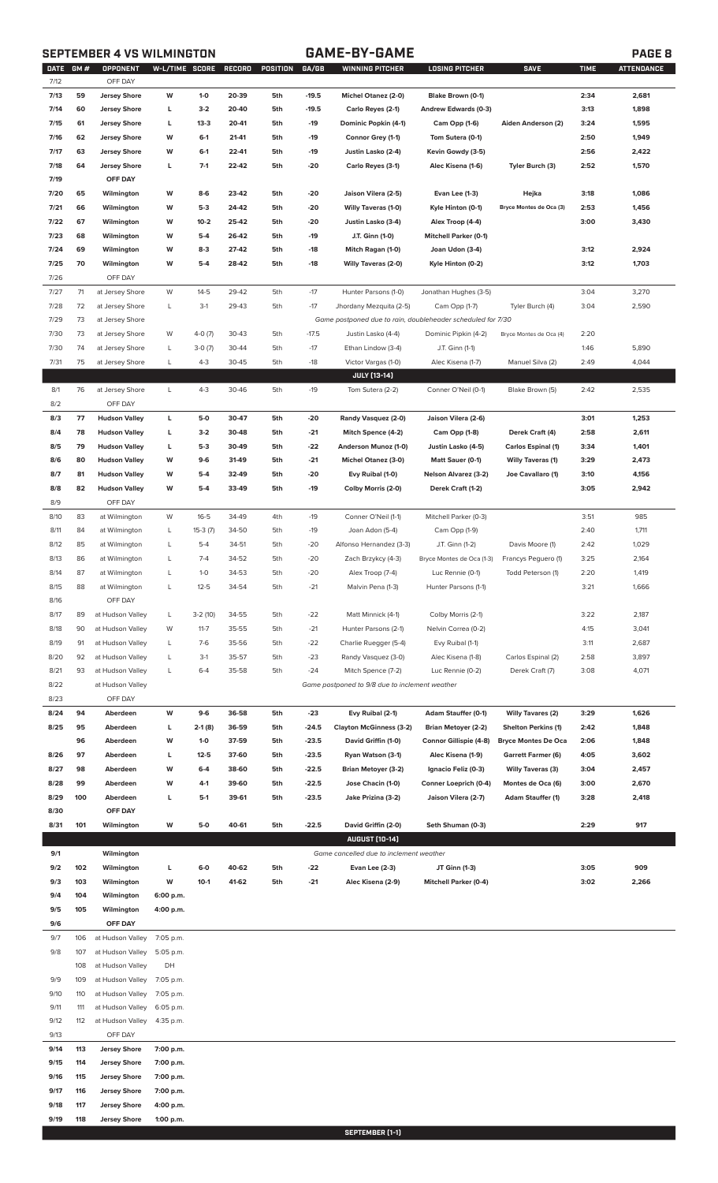## SEPTEMBER 4 VS WILMINGTON — GAME-BY-GAME

| DATE | GM # | OPPONENT | W-L/TIME | SCORE | RECORD | POSITION | GA/GB | WINNING PITCHER | LOSING PITCHER | SAVE | TIME | ATTENDANCE |
|---|---|---|---|---|---|---|---|---|---|---|---|---|
| 7/12 | | OFF DAY | | | | | | | | | | |
| 7/13 | 59 | Jersey Shore | W | 1-0 | 20-39 | 5th | -19.5 | Michel Otanez (2-0) | Blake Brown (0-1) | | 2:34 | 2,681 |
| 7/14 | 60 | Jersey Shore | L | 3-2 | 20-40 | 5th | -19.5 | Carlo Reyes (2-1) | Andrew Edwards (0-3) | | 3:13 | 1,898 |
| 7/15 | 61 | Jersey Shore | L | 13-3 | 20-41 | 5th | -19 | Dominic Popkin (4-1) | Cam Opp (1-6) | Aiden Anderson (2) | 3:24 | 1,595 |
| 7/16 | 62 | Jersey Shore | W | 6-1 | 21-41 | 5th | -19 | Connor Grey (1-1) | Tom Sutera (0-1) | | 2:50 | 1,949 |
| 7/17 | 63 | Jersey Shore | W | 6-1 | 22-41 | 5th | -19 | Justin Lasko (2-4) | Kevin Gowdy (3-5) | | 2:56 | 2,422 |
| 7/18 | 64 | Jersey Shore | L | 7-1 | 22-42 | 5th | -20 | Carlo Reyes (3-1) | Alec Kisena (1-6) | Tyler Burch (3) | 2:52 | 1,570 |
| 7/19 | | OFF DAY | | | | | | | | | | |
| 7/20 | 65 | Wilmington | W | 8-6 | 23-42 | 5th | -20 | Jaison Vilera (2-5) | Evan Lee (1-3) | Hejka | 3:18 | 1,086 |
| 7/21 | 66 | Wilmington | W | 5-3 | 24-42 | 5th | -20 | Willy Taveras (1-0) | Kyle Hinton (0-1) | Bryce Montes de Oca (3) | 2:53 | 1,456 |
| 7/22 | 67 | Wilmington | W | 10-2 | 25-42 | 5th | -20 | Justin Lasko (3-4) | Alex Troop (4-4) | | 3:00 | 3,430 |
| 7/23 | 68 | Wilmington | W | 5-4 | 26-42 | 5th | -19 | J.T. Ginn (1-0) | Mitchell Parker (0-1) | | | |
| 7/24 | 69 | Wilmington | W | 8-3 | 27-42 | 5th | -18 | Mitch Ragan (1-0) | Joan Udon (3-4) | | 3:12 | 2,924 |
| 7/25 | 70 | Wilmington | W | 5-4 | 28-42 | 5th | -18 | Willy Taveras (2-0) | Kyle Hinton (0-2) | | 3:12 | 1,703 |
| 7/26 | | OFF DAY | | | | | | | | | | |
| 7/27 | 71 | at Jersey Shore | W | 14-5 | 29-42 | 5th | -17 | Hunter Parsons (1-0) | Jonathan Hughes (3-5) | | 3:04 | 3,270 |
| 7/28 | 72 | at Jersey Shore | L | 3-1 | 29-43 | 5th | -17 | Jhordany Mezquita (2-5) | Cam Opp (1-7) | Tyler Burch (4) | 3:04 | 2,590 |
| 7/29 | 73 | at Jersey Shore | | | | | | *Game postponed due to rain, doubleheader scheduled for 7/30* | | | | |
| 7/30 | 73 | at Jersey Shore | W | 4-0 (7) | 30-43 | 5th | -17.5 | Justin Lasko (4-4) | Dominic Pipkin (4-2) | Bryce Montes de Oca (4) | 2:20 | |
| 7/30 | 74 | at Jersey Shore | L | 3-0 (7) | 30-44 | 5th | -17 | Ethan Lindow (3-4) | J.T. Ginn (1-1) | | 1:46 | 5,890 |
| 7/31 | 75 | at Jersey Shore | L | 4-3 | 30-45 | 5th | -18 | Victor Vargas (1-0) | Alec Kisena (1-7) | Manuel Silva (2) | 2:49 | 4,044 |
| | | | | | | | | **JULY (13-14)** | | | | |
| 8/1 | 76 | at Jersey Shore | L | 4-3 | 30-46 | 5th | -19 | Tom Sutera (2-2) | Conner O'Neil (0-1) | Blake Brown (5) | 2:42 | 2,535 |
| 8/2 | | OFF DAY | | | | | | | | | | |
| 8/3 | 77 | Hudson Valley | L | 5-0 | 30-47 | 5th | -20 | Randy Vasquez (2-0) | Jaison Vilera (2-6) | | 3:01 | 1,253 |
| 8/4 | 78 | Hudson Valley | L | 3-2 | 30-48 | 5th | -21 | Mitch Spence (4-2) | Cam Opp (1-8) | Derek Craft (4) | 2:58 | 2,611 |
| 8/5 | 79 | Hudson Valley | L | 5-3 | 30-49 | 5th | -22 | Anderson Munoz (1-0) | Justin Lasko (4-5) | Carlos Espinal (1) | 3:34 | 1,401 |
| 8/6 | 80 | Hudson Valley | W | 9-6 | 31-49 | 5th | -21 | Michel Otanez (3-0) | Matt Sauer (0-1) | Willy Taveras (1) | 3:29 | 2,473 |
| 8/7 | 81 | Hudson Valley | W | 5-4 | 32-49 | 5th | -20 | Evy Ruibal (1-0) | Nelson Alvarez (3-2) | Joe Cavallaro (1) | 3:10 | 4,156 |
| 8/8 | 82 | Hudson Valley | W | 5-4 | 33-49 | 5th | -19 | Colby Morris (2-0) | Derek Craft (1-2) | | 3:05 | 2,942 |
| 8/9 | | OFF DAY | | | | | | | | | | |
| 8/10 | 83 | at Wilmington | W | 16-5 | 34-49 | 4th | -19 | Conner O'Neil (1-1) | Mitchell Parker (0-3) | | 3:51 | 985 |
| 8/11 | 84 | at Wilmington | L | 15-3 (7) | 34-50 | 5th | -19 | Joan Adon (5-4) | Cam Opp (1-9) | | 2:40 | 1,711 |
| 8/12 | 85 | at Wilmington | L | 5-4 | 34-51 | 5th | -20 | Alfonso Hernandez (3-3) | J.T. Ginn (1-2) | Davis Moore (1) | 2:42 | 1,029 |
| 8/13 | 86 | at Wilmington | L | 7-4 | 34-52 | 5th | -20 | Zach Brzykcy (4-3) | Bryce Montes de Oca (1-3) | Francys Peguero (1) | 3:25 | 2,164 |
| 8/14 | 87 | at Wilmington | L | 1-0 | 34-53 | 5th | -20 | Alex Troop (7-4) | Luc Rennie (0-1) | Todd Peterson (1) | 2:20 | 1,419 |
| 8/15 | 88 | at Wilmington | L | 12-5 | 34-54 | 5th | -21 | Malvin Pena (1-3) | Hunter Parsons (1-1) | | 3:21 | 1,666 |
| 8/16 | | OFF DAY | | | | | | | | | | |
| 8/17 | 89 | at Hudson Valley | L | 3-2 (10) | 34-55 | 5th | -22 | Matt Minnick (4-1) | Colby Morris (2-1) | | 3:22 | 2,187 |
| 8/18 | 90 | at Hudson Valley | W | 11-7 | 35-55 | 5th | -21 | Hunter Parsons (2-1) | Nelvin Correa (0-2) | | 4:15 | 3,041 |
| 8/19 | 91 | at Hudson Valley | L | 7-6 | 35-56 | 5th | -22 | Charlie Ruegger (5-4) | Evy Ruibal (1-1) | | 3:11 | 2,687 |
| 8/20 | 92 | at Hudson Valley | L | 3-1 | 35-57 | 5th | -23 | Randy Vasquez (3-0) | Alec Kisena (1-8) | Carlos Espinal (2) | 2:58 | 3,897 |
| 8/21 | 93 | at Hudson Valley | L | 6-4 | 35-58 | 5th | -24 | Mitch Spence (7-2) | Luc Rennie (0-2) | Derek Craft (7) | 3:08 | 4,071 |
| 8/22 | | at Hudson Valley | | | | | | *Game postponed to 9/8 due to inclement weather* | | | | |
| 8/23 | | OFF DAY | | | | | | | | | | |
| 8/24 | 94 | Aberdeen | W | 9-6 | 36-58 | 5th | -23 | Evy Ruibal (2-1) | Adam Stauffer (0-1) | Willy Tavares (2) | 3:29 | 1,626 |
| 8/25 | 95 | Aberdeen | L | 2-1 (8) | 36-59 | 5th | -24.5 | Clayton McGinness (3-2) | Brian Metoyer (2-2) | Shelton Perkins (1) | 2:42 | 1,848 |
| | 96 | Aberdeen | W | 1-0 | 37-59 | 5th | -23.5 | David Griffin (1-0) | Connor Gillispie (4-8) | Bryce Montes De Oca | 2:06 | 1,848 |
| 8/26 | 97 | Aberdeen | L | 12-5 | 37-60 | 5th | -23.5 | Ryan Watson (3-1) | Alec Kisena (1-9) | Garrett Farmer (6) | 4:05 | 3,602 |
| 8/27 | 98 | Aberdeen | W | 6-4 | 38-60 | 5th | -22.5 | Brian Metoyer (3-2) | Ignacio Feliz (0-3) | Willy Taveras (3) | 3:04 | 2,457 |
| 8/28 | 99 | Aberdeen | W | 4-1 | 39-60 | 5th | -22.5 | Jose Chacin (1-0) | Conner Loeprich (0-4) | Montes de Oca (6) | 3:00 | 2,670 |
| 8/29 | 100 | Aberdeen | L | 5-1 | 39-61 | 5th | -23.5 | Jake Prizina (3-2) | Jaison Vilera (2-7) | Adam Stauffer (1) | 3:28 | 2,418 |
| 8/30 | | OFF DAY | | | | | | | | | | |
| 8/31 | 101 | Wilmington | W | 5-0 | 40-61 | 5th | -22.5 | David Griffin (2-0) | Seth Shuman (0-3) | | 2:29 | 917 |
| | | | | | | | | **AUGUST (10-14)** | | | | |
| 9/1 | | Wilmington | | | | | | *Game cancelled due to inclement weather* | | | | |
| 9/2 | 102 | Wilmington | L | 6-0 | 40-62 | 5th | -22 | Evan Lee (2-3) | JT Ginn (1-3) | | 3:05 | 909 |
| 9/3 | 103 | Wilmington | W | 10-1 | 41-62 | 5th | -21 | Alec Kisena (2-9) | Mitchell Parker (0-4) | | 3:02 | 2,266 |
| 9/4 | 104 | Wilmington | 6:00 p.m. | | | | | | | | | |
| 9/5 | 105 | Wilmington | 4:00 p.m. | | | | | | | | | |
| 9/6 | | OFF DAY | | | | | | | | | | |
| 9/7 | 106 | at Hudson Valley | 7:05 p.m. | | | | | | | | | |
| 9/8 | 107 | at Hudson Valley | 5:05 p.m. | | | | | | | | | |
| | 108 | at Hudson Valley | DH | | | | | | | | | |
| 9/9 | 109 | at Hudson Valley | 7:05 p.m. | | | | | | | | | |
| 9/10 | 110 | at Hudson Valley | 7:05 p.m. | | | | | | | | | |
| 9/11 | 111 | at Hudson Valley | 6:05 p.m. | | | | | | | | | |
| 9/12 | 112 | at Hudson Valley | 4:35 p.m. | | | | | | | | | |
| 9/13 | | OFF DAY | | | | | | | | | | |
| 9/14 | 113 | Jersey Shore | 7:00 p.m. | | | | | | | | | |
| 9/15 | 114 | Jersey Shore | 7:00 p.m. | | | | | | | | | |
| 9/16 | 115 | Jersey Shore | 7:00 p.m. | | | | | | | | | |
| 9/17 | 116 | Jersey Shore | 7:00 p.m. | | | | | | | | | |
| 9/18 | 117 | Jersey Shore | 4:00 p.m. | | | | | | | | | |
| 9/19 | 118 | Jersey Shore | 1:00 p.m. | | | | | | | | | |
| | | | | | | | | **SEPTEMBER (1-1)** | | | | |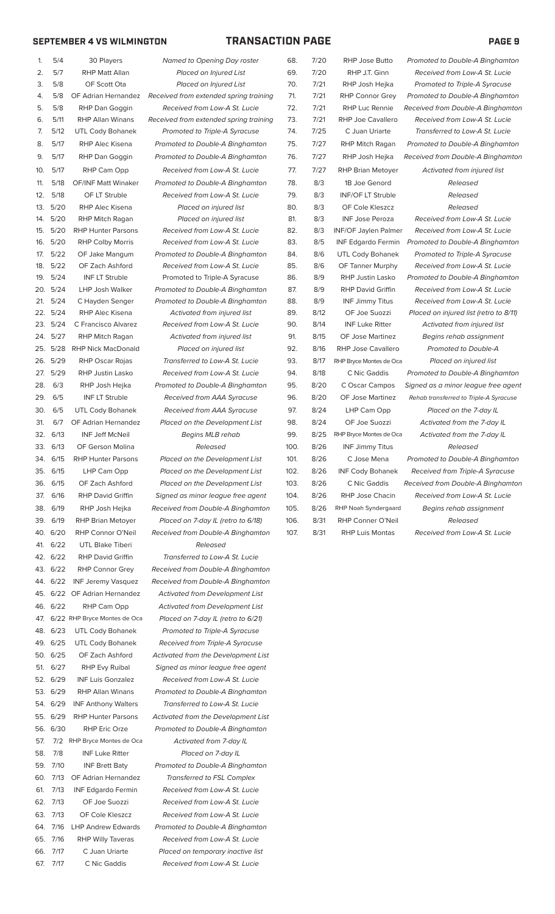## TRANSACTION PAGE

| | | | |
|---|---|---|---|
| 1. | 5/4 | 30 Players | *Named to Opening Day roster* |
| 2. | 5/7 | RHP Matt Allan | *Placed on Injured List* |
| 3. | 5/8 | OF Scott Ota | *Placed on Injured List* |
| 4. | 5/8 | OF Adrian Hernandez | *Received from extended spring training* |
| 5. | 5/8 | RHP Dan Goggin | *Received from Low-A St. Lucie* |
| 6. | 5/11 | RHP Allan Winans | *Received from extended spring training* |
| 7. | 5/12 | UTL Cody Bohanek | *Promoted to Triple-A Syracuse* |
| 8. | 5/17 | RHP Alec Kisena | *Promoted to Double-A Binghamton* |
| 9. | 5/17 | RHP Dan Goggin | *Promoted to Double-A Binghamton* |
| 10. | 5/17 | RHP Cam Opp | *Received from Low-A St. Lucie* |
| 11. | 5/18 | OF/INF Matt Winaker | *Promoted to Double-A Binghamton* |
| 12. | 5/18 | OF LT Struble | *Received from Low-A St. Lucie* |
| 13. | 5/20 | RHP Alec Kisena | *Placed on injured list* |
| 14. | 5/20 | RHP Mitch Ragan | *Placed on injured list* |
| 15. | 5/20 | RHP Hunter Parsons | *Received from Low-A St. Lucie* |
| 16. | 5/20 | RHP Colby Morris | *Received from Low-A St. Lucie* |
| 17. | 5/22 | OF Jake Mangum | *Promoted to Double-A Binghamton* |
| 18. | 5/22 | OF Zach Ashford | *Received from Low-A St. Lucie* |
| 19. | 5/24 | INF LT Struble | Promoted to Triple-A Syracuse |
| 20. | 5/24 | LHP Josh Walker | *Promoted to Double-A Binghamton* |
| 21. | 5/24 | C Hayden Senger | *Promoted to Double-A Binghamton* |
| 22. | 5/24 | RHP Alec Kisena | *Activated from injured list* |
| 23. | 5/24 | C Francisco Alvarez | *Received from Low-A St. Lucie* |
| 24. | 5/27 | RHP Mitch Ragan | *Activated from injured list* |
| 25. | 5/28 | RHP Nick MacDonald | *Placed on injured list* |
| 26. | 5/29 | RHP Oscar Rojas | *Transferred to Low-A St. Lucie* |
| 27. | 5/29 | RHP Justin Lasko | *Received from Low-A St. Lucie* |
| 28. | 6/3 | RHP Josh Hejka | *Promoted to Double-A Binghamton* |
| 29. | 6/5 | INF LT Struble | *Received from AAA Syracuse* |
| 30. | 6/5 | UTL Cody Bohanek | *Received from AAA Syracuse* |
| 31. | 6/7 | OF Adrian Hernandez | *Placed on the Development List* |
| 32. | 6/13 | INF Jeff McNeil | *Begins MLB rehab* |
| 33. | 6/13 | OF Gerson Molina | *Released* |
| 34. | 6/15 | RHP Hunter Parsons | *Placed on the Development List* |
| 35. | 6/15 | LHP Cam Opp | *Placed on the Development List* |
| 36. | 6/15 | OF Zach Ashford | *Placed on the Development List* |
| 37. | 6/16 | RHP David Griffin | *Signed as minor league free agent* |
| 38. | 6/19 | RHP Josh Hejka | *Received from Double-A Binghamton* |
| 39. | 6/19 | RHP Brian Metoyer | *Placed on 7-day IL (retro to 6/18)* |
| 40. | 6/20 | RHP Connor O'Neil | *Received from Double-A Binghamton* |
| 41. | 6/22 | UTL Blake Tiberi | *Released* |
| 42. | 6/22 | RHP David Griffin | *Transferred to Low-A St. Lucie* |
| 43. | 6/22 | RHP Connor Grey | *Received from Double-A Binghamton* |
| 44. | 6/22 | INF Jeremy Vasquez | *Received from Double-A Binghamton* |
| 45. | 6/22 | OF Adrian Hernandez | *Activated from Development List* |
| 46. | 6/22 | RHP Cam Opp | *Activated from Development List* |
| 47. | 6/22 | RHP Bryce Montes de Oca | *Placed on 7-day IL (retro to 6/21)* |
| 48. | 6/23 | UTL Cody Bohanek | *Promoted to Triple-A Syracuse* |
| 49. | 6/25 | UTL Cody Bohanek | *Received from Triple-A Syracuse* |
| 50. | 6/25 | OF Zach Ashford | *Activated from the Development List* |
| 51. | 6/27 | RHP Evy Ruibal | *Signed as minor league free agent* |
| 52. | 6/29 | INF Luis Gonzalez | *Received from Low-A St. Lucie* |
| 53. | 6/29 | RHP Allan Winans | *Promoted to Double-A Binghamton* |
| 54. | 6/29 | INF Anthony Walters | *Transferred to Low-A St. Lucie* |
| 55. | 6/29 | RHP Hunter Parsons | *Activated from the Development List* |
| 56. | 6/30 | RHP Eric Orze | *Promoted to Double-A Binghamton* |
| 57. | 7/2 | RHP Bryce Montes de Oca | *Activated from 7-day IL* |
| 58. | 7/8 | INF Luke Ritter | *Placed on 7-day IL* |
| 59. | 7/10 | INF Brett Baty | *Promoted to Double-A Binghamton* |
| 60. | 7/13 | OF Adrian Hernandez | *Transferred to FSL Complex* |
| 61. | 7/13 | INF Edgardo Fermin | *Received from Low-A St. Lucie* |
| 62. | 7/13 | OF Joe Suozzi | *Received from Low-A St. Lucie* |
| 63. | 7/13 | OF Cole Kleszcz | *Received from Low-A St. Lucie* |
| 64. | 7/16 | LHP Andrew Edwards | *Promoted to Double-A Binghamton* |
| 65. | 7/16 | RHP Willy Taveras | *Received from Low-A St. Lucie* |
| 66. | 7/17 | C Juan Uriarte | *Placed on temporary inactive list* |
| 67. | 7/17 | C Nic Gaddis | *Received from Low-A St. Lucie* |
| 68. | 7/20 | RHP Jose Butto | *Promoted to Double-A Binghamton* |
| 69. | 7/20 | RHP J.T. Ginn | *Received from Low-A St. Lucie* |
| 70. | 7/21 | RHP Josh Hejka | *Promoted to Triple-A Syracuse* |
| 71. | 7/21 | RHP Connor Grey | *Promoted to Double-A Binghamton* |
| 72. | 7/21 | RHP Luc Rennie | *Received from Double-A Binghamton* |
| 73. | 7/21 | RHP Joe Cavallero | *Received from Low-A St. Lucie* |
| 74. | 7/25 | C Juan Uriarte | *Transferred to Low-A St. Lucie* |
| 75. | 7/27 | RHP Mitch Ragan | *Promoted to Double-A Binghamton* |
| 76. | 7/27 | RHP Josh Hejka | *Received from Double-A Binghamton* |
| 77. | 7/27 | RHP Brian Metoyer | *Activated from injured list* |
| 78. | 8/3 | 1B Joe Genord | *Released* |
| 79. | 8/3 | INF/OF LT Struble | *Released* |
| 80. | 8/3 | OF Cole Kleszcz | *Released* |
| 81. | 8/3 | INF Jose Peroza | *Received from Low-A St. Lucie* |
| 82. | 8/3 | INF/OF Jaylen Palmer | *Received from Low-A St. Lucie* |
| 83. | 8/5 | INF Edgardo Fermin | *Promoted to Double-A Binghamton* |
| 84. | 8/6 | UTL Cody Bohanek | *Promoted to Triple-A Syracuse* |
| 85. | 8/6 | OF Tanner Murphy | *Received from Low-A St. Lucie* |
| 86. | 8/9 | RHP Justin Lasko | *Promoted to Double-A Binghamton* |
| 87. | 8/9 | RHP David Griffin | *Received from Low-A St. Lucie* |
| 88. | 8/9 | INF Jimmy Titus | *Received from Low-A St. Lucie* |
| 89. | 8/12 | OF Joe Suozzi | *Placed on injured list (retro to 8/11)* |
| 90. | 8/14 | INF Luke Ritter | *Activated from injured list* |
| 91. | 8/15 | OF Jose Martinez | *Begins rehab assignment* |
| 92. | 8/16 | RHP Jose Cavallero | *Promoted to Double-A* |
| 93. | 8/17 | RHP Bryce Montes de Oca | *Placed on injured list* |
| 94. | 8/18 | C Nic Gaddis | *Promoted to Double-A Binghamton* |
| 95. | 8/20 | C Oscar Campos | *Signed as a minor league free agent* |
| 96. | 8/20 | OF Jose Martinez | *Rehab transferred to Triple-A Syracuse* |
| 97. | 8/24 | LHP Cam Opp | *Placed on the 7-day IL* |
| 98. | 8/24 | OF Joe Suozzi | *Activated from the 7-day IL* |
| 99. | 8/25 | RHP Bryce Montes de Oca | *Activated from the 7-day IL* |
| 100. | 8/26 | INF Jimmy Titus | *Released* |
| 101. | 8/26 | C Jose Mena | *Promoted to Double-A Binghamton* |
| 102. | 8/26 | INF Cody Bohanek | *Received from Triple-A Syracuse* |
| 103. | 8/26 | C Nic Gaddis | *Received from Double-A Binghamton* |
| 104. | 8/26 | RHP Jose Chacin | *Received from Low-A St. Lucie* |
| 105. | 8/26 | RHP Noah Syndergaard | *Begins rehab assignment* |
| 106. | 8/31 | RHP Conner O'Neil | *Released* |
| 107. | 8/31 | RHP Luis Montas | *Received from Low-A St. Lucie* |